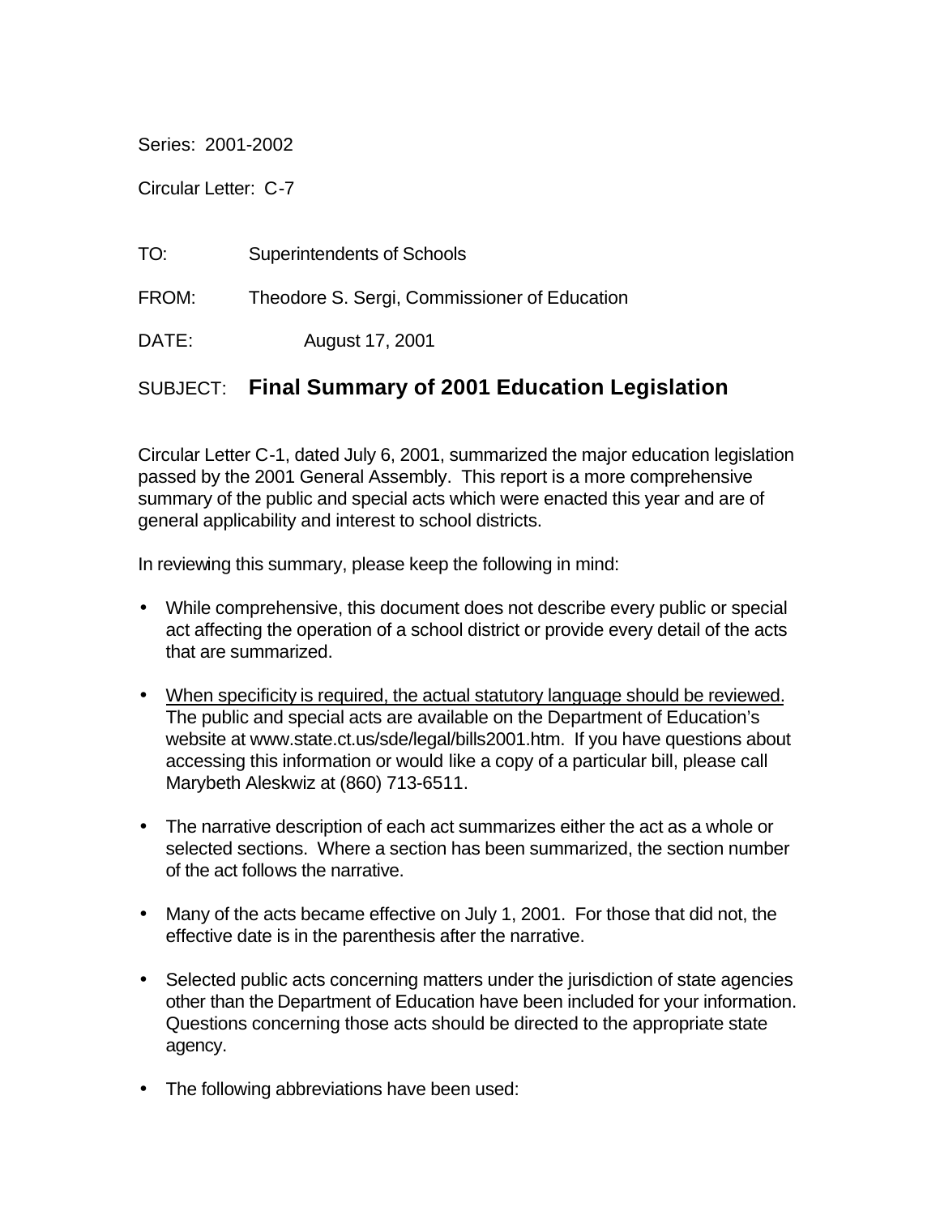Series: 2001-2002

Circular Letter: C-7

TO: Superintendents of Schools

FROM: Theodore S. Sergi, Commissioner of Education

DATE: August 17, 2001

SUBJECT: **Final Summary of 2001 Education Legislation**

Circular Letter C-1, dated July 6, 2001, summarized the major education legislation passed by the 2001 General Assembly. This report is a more comprehensive summary of the public and special acts which were enacted this year and are of general applicability and interest to school districts.

In reviewing this summary, please keep the following in mind:

- While comprehensive, this document does not describe every public or special act affecting the operation of a school district or provide every detail of the acts that are summarized.

- <u>When specificity is required, the actual statutory language should be reviewed.</u> The public and special acts are available on the Department of Education's website at www.state.ct.us/sde/legal/bills2001.htm. If you have questions about accessing this information or would like a copy of a particular bill, please call Marybeth Aleskwiz at (860) 713-6511.

- The narrative description of each act summarizes either the act as a whole or selected sections. Where a section has been summarized, the section number of the act follows the narrative.

- Many of the acts became effective on July 1, 2001. For those that did not, the effective date is in the parenthesis after the narrative.

- Selected public acts concerning matters under the jurisdiction of state agencies other than the Department of Education have been included for your information. Questions concerning those acts should be directed to the appropriate state agency.

- The following abbreviations have been used: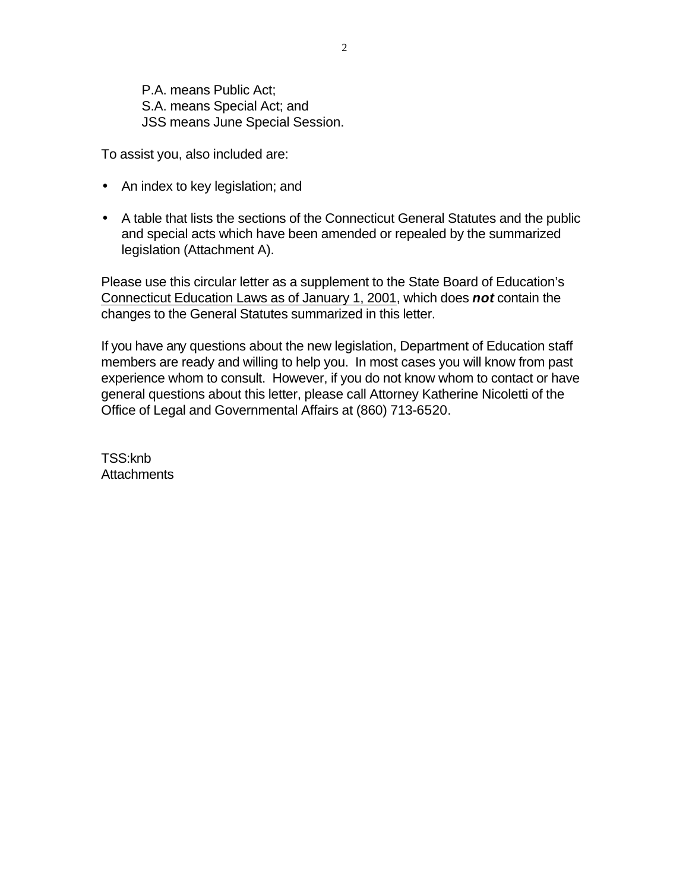P.A. means Public Act;
S.A. means Special Act; and
JSS means June Special Session.

To assist you, also included are:

- An index to key legislation; and
- A table that lists the sections of the Connecticut General Statutes and the public and special acts which have been amended or repealed by the summarized legislation (Attachment A).

Please use this circular letter as a supplement to the State Board of Education's Connecticut Education Laws as of January 1, 2001, which does ***not*** contain the changes to the General Statutes summarized in this letter.

If you have any questions about the new legislation, Department of Education staff members are ready and willing to help you. In most cases you will know from past experience whom to consult. However, if you do not know whom to contact or have general questions about this letter, please call Attorney Katherine Nicoletti of the Office of Legal and Governmental Affairs at (860) 713-6520.

TSS:knb
Attachments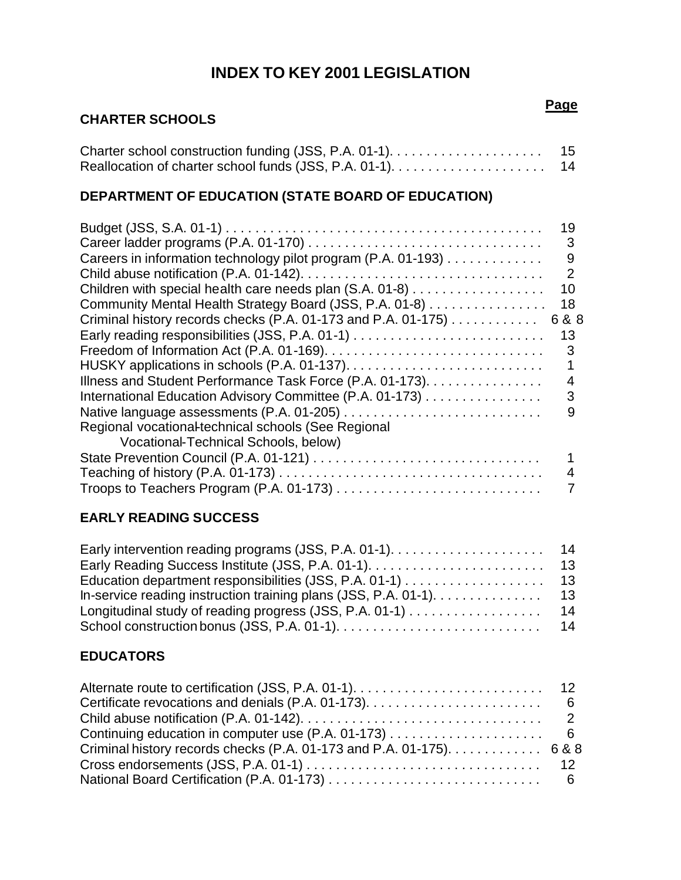# INDEX TO KEY 2001 LEGISLATION

## CHARTER SCHOOLS

| | Page |
|---|---|
| Charter school construction funding (JSS, P.A. 01-1) | 15 |
| Reallocation of charter school funds (JSS, P.A. 01-1) | 14 |

## DEPARTMENT OF EDUCATION (STATE BOARD OF EDUCATION)

| | Page |
|---|---|
| Budget (JSS, S.A. 01-1) | 19 |
| Career ladder programs (P.A. 01-170) | 3 |
| Careers in information technology pilot program (P.A. 01-193) | 9 |
| Child abuse notification (P.A. 01-142) | 2 |
| Children with special health care needs plan (S.A. 01-8) | 10 |
| Community Mental Health Strategy Board (JSS, P.A. 01-8) | 18 |
| Criminal history records checks (P.A. 01-173 and P.A. 01-175) | 6 & 8 |
| Early reading responsibilities (JSS, P.A. 01-1) | 13 |
| Freedom of Information Act (P.A. 01-169) | 3 |
| HUSKY applications in schools (P.A. 01-137) | 1 |
| Illness and Student Performance Task Force (P.A. 01-173) | 4 |
| International Education Advisory Committee (P.A. 01-173) | 3 |
| Native language assessments (P.A. 01-205) | 9 |
| Regional vocational-technical schools (See Regional Vocational-Technical Schools, below) | |
| State Prevention Council (P.A. 01-121) | 1 |
| Teaching of history (P.A. 01-173) | 4 |
| Troops to Teachers Program (P.A. 01-173) | 7 |

## EARLY READING SUCCESS

| | Page |
|---|---|
| Early intervention reading programs (JSS, P.A. 01-1) | 14 |
| Early Reading Success Institute (JSS, P.A. 01-1) | 13 |
| Education department responsibilities (JSS, P.A. 01-1) | 13 |
| In-service reading instruction training plans (JSS, P.A. 01-1) | 13 |
| Longitudinal study of reading progress (JSS, P.A. 01-1) | 14 |
| School construction bonus (JSS, P.A. 01-1) | 14 |

## EDUCATORS

| | Page |
|---|---|
| Alternate route to certification (JSS, P.A. 01-1) | 12 |
| Certificate revocations and denials (P.A. 01-173) | 6 |
| Child abuse notification (P.A. 01-142) | 2 |
| Continuing education in computer use (P.A. 01-173) | 6 |
| Criminal history records checks (P.A. 01-173 and P.A. 01-175) | 6 & 8 |
| Cross endorsements (JSS, P.A. 01-1) | 12 |
| National Board Certification (P.A. 01-173) | 6 |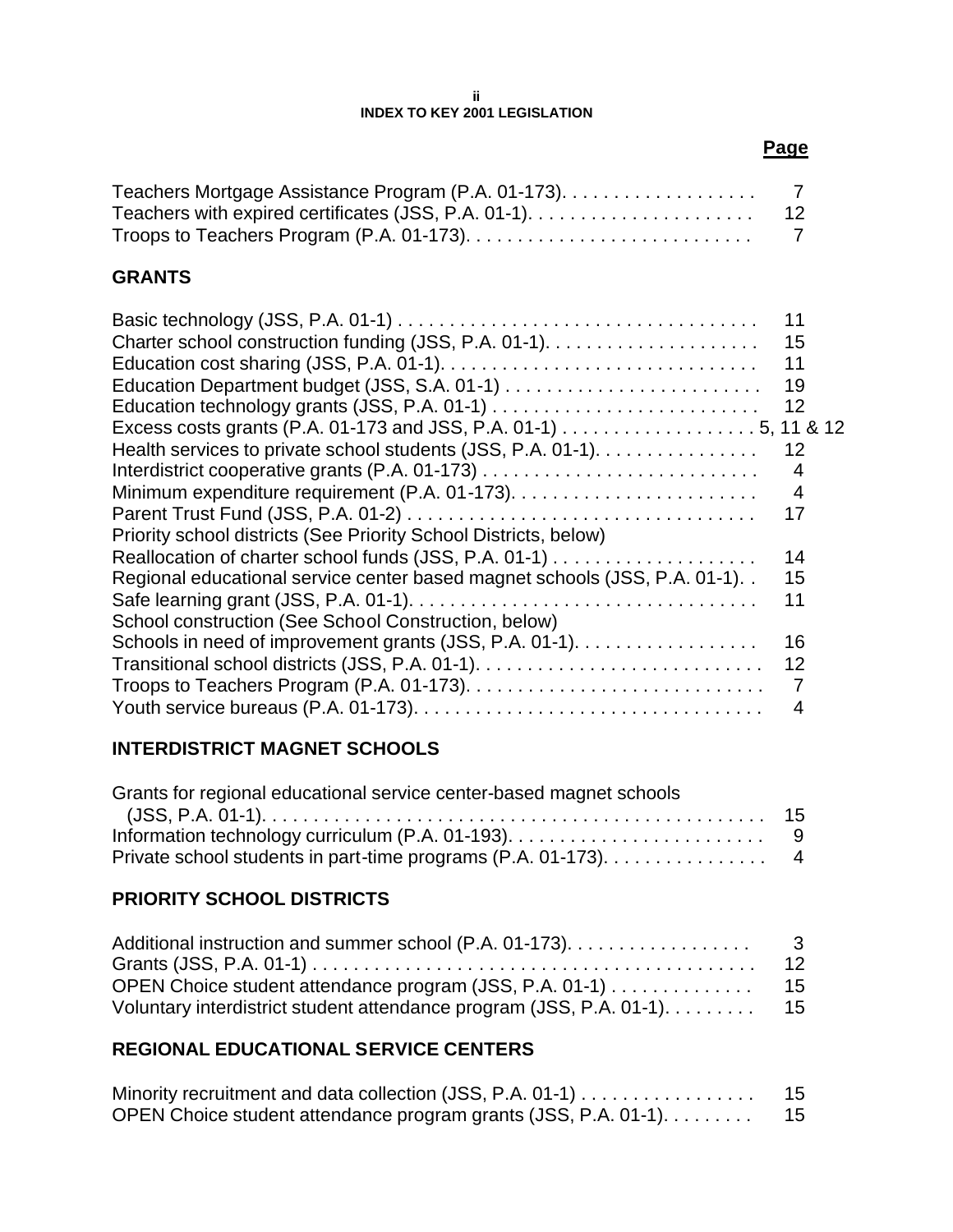## INDEX TO KEY 2001 LEGISLATION

| | Page |
|---|---|
| Teachers Mortgage Assistance Program (P.A. 01-173) | 7 |
| Teachers with expired certificates (JSS, P.A. 01-1) | 12 |
| Troops to Teachers Program (P.A. 01-173) | 7 |

### GRANTS

| | |
|---|---|
| Basic technology (JSS, P.A. 01-1) | 11 |
| Charter school construction funding (JSS, P.A. 01-1) | 15 |
| Education cost sharing (JSS, P.A. 01-1) | 11 |
| Education Department budget (JSS, S.A. 01-1) | 19 |
| Education technology grants (JSS, P.A. 01-1) | 12 |
| Excess costs grants (P.A. 01-173 and JSS, P.A. 01-1) | 5, 11 & 12 |
| Health services to private school students (JSS, P.A. 01-1) | 12 |
| Interdistrict cooperative grants (P.A. 01-173) | 4 |
| Minimum expenditure requirement (P.A. 01-173) | 4 |
| Parent Trust Fund (JSS, P.A. 01-2) | 17 |
| Priority school districts (See Priority School Districts, below) | |
| Reallocation of charter school funds (JSS, P.A. 01-1) | 14 |
| Regional educational service center based magnet schools (JSS, P.A. 01-1) | 15 |
| Safe learning grant (JSS, P.A. 01-1) | 11 |
| School construction (See School Construction, below) | |
| Schools in need of improvement grants (JSS, P.A. 01-1) | 16 |
| Transitional school districts (JSS, P.A. 01-1) | 12 |
| Troops to Teachers Program (P.A. 01-173) | 7 |
| Youth service bureaus (P.A. 01-173) | 4 |

### INTERDISTRICT MAGNET SCHOOLS

| | |
|---|---|
| Grants for regional educational service center-based magnet schools (JSS, P.A. 01-1) | 15 |
| Information technology curriculum (P.A. 01-193) | 9 |
| Private school students in part-time programs (P.A. 01-173) | 4 |

### PRIORITY SCHOOL DISTRICTS

| | |
|---|---|
| Additional instruction and summer school (P.A. 01-173) | 3 |
| Grants (JSS, P.A. 01-1) | 12 |
| OPEN Choice student attendance program (JSS, P.A. 01-1) | 15 |
| Voluntary interdistrict student attendance program (JSS, P.A. 01-1) | 15 |

### REGIONAL EDUCATIONAL SERVICE CENTERS

| | |
|---|---|
| Minority recruitment and data collection (JSS, P.A. 01-1) | 15 |
| OPEN Choice student attendance program grants (JSS, P.A. 01-1) | 15 |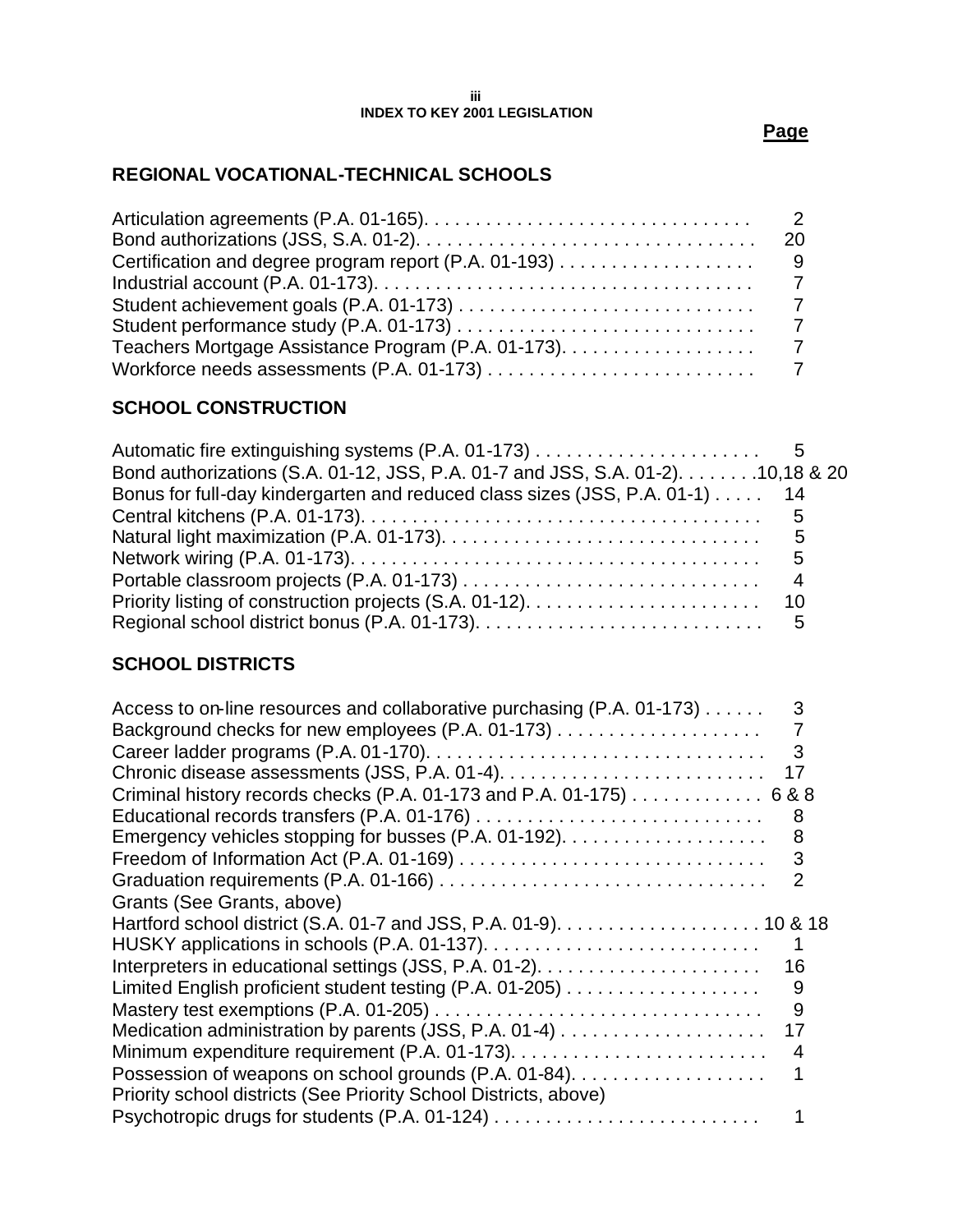## INDEX TO KEY 2001 LEGISLATION

| | Page |
|---|---|
| **REGIONAL VOCATIONAL-TECHNICAL SCHOOLS** | |
| Articulation agreements (P.A. 01-165) | 2 |
| Bond authorizations (JSS, S.A. 01-2) | 20 |
| Certification and degree program report (P.A. 01-193) | 9 |
| Industrial account (P.A. 01-173) | 7 |
| Student achievement goals (P.A. 01-173) | 7 |
| Student performance study (P.A. 01-173) | 7 |
| Teachers Mortgage Assistance Program (P.A. 01-173) | 7 |
| Workforce needs assessments (P.A. 01-173) | 7 |
| **SCHOOL CONSTRUCTION** | |
| Automatic fire extinguishing systems (P.A. 01-173) | 5 |
| Bond authorizations (S.A. 01-12, JSS, P.A. 01-7 and JSS, S.A. 01-2) | 10,18 & 20 |
| Bonus for full-day kindergarten and reduced class sizes (JSS, P.A. 01-1) | 14 |
| Central kitchens (P.A. 01-173) | 5 |
| Natural light maximization (P.A. 01-173) | 5 |
| Network wiring (P.A. 01-173) | 5 |
| Portable classroom projects (P.A. 01-173) | 4 |
| Priority listing of construction projects (S.A. 01-12) | 10 |
| Regional school district bonus (P.A. 01-173) | 5 |
| **SCHOOL DISTRICTS** | |
| Access to on-line resources and collaborative purchasing (P.A. 01-173) | 3 |
| Background checks for new employees (P.A. 01-173) | 7 |
| Career ladder programs (P.A. 01-170) | 3 |
| Chronic disease assessments (JSS, P.A. 01-4) | 17 |
| Criminal history records checks (P.A. 01-173 and P.A. 01-175) | 6 & 8 |
| Educational records transfers (P.A. 01-176) | 8 |
| Emergency vehicles stopping for busses (P.A. 01-192) | 8 |
| Freedom of Information Act (P.A. 01-169) | 3 |
| Graduation requirements (P.A. 01-166) | 2 |
| Grants (See Grants, above) | |
| Hartford school district (S.A. 01-7 and JSS, P.A. 01-9) | 10 & 18 |
| HUSKY applications in schools (P.A. 01-137) | 1 |
| Interpreters in educational settings (JSS, P.A. 01-2) | 16 |
| Limited English proficient student testing (P.A. 01-205) | 9 |
| Mastery test exemptions (P.A. 01-205) | 9 |
| Medication administration by parents (JSS, P.A. 01-4) | 17 |
| Minimum expenditure requirement (P.A. 01-173) | 4 |
| Possession of weapons on school grounds (P.A. 01-84) | 1 |
| Priority school districts (See Priority School Districts, above) | |
| Psychotropic drugs for students (P.A. 01-124) | 1 |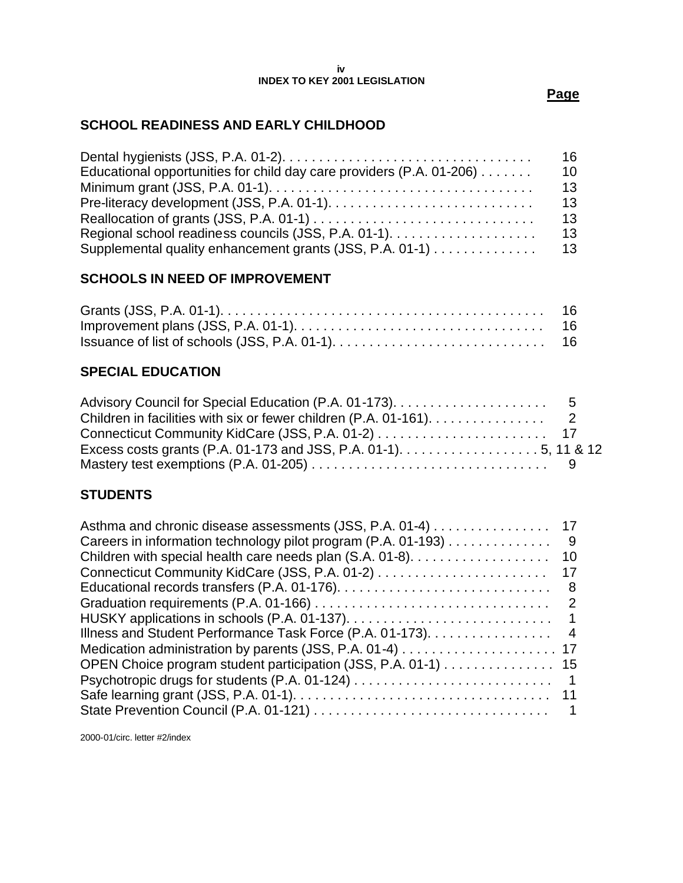# INDEX TO KEY 2001 LEGISLATION

**Page**

## SCHOOL READINESS AND EARLY CHILDHOOD

| | Page |
|---|---|
| Dental hygienists (JSS, P.A. 01-2) | 16 |
| Educational opportunities for child day care providers (P.A. 01-206) | 10 |
| Minimum grant (JSS, P.A. 01-1) | 13 |
| Pre-literacy development (JSS, P.A. 01-1) | 13 |
| Reallocation of grants (JSS, P.A. 01-1) | 13 |
| Regional school readiness councils (JSS, P.A. 01-1) | 13 |
| Supplemental quality enhancement grants (JSS, P.A. 01-1) | 13 |

## SCHOOLS IN NEED OF IMPROVEMENT

| | Page |
|---|---|
| Grants (JSS, P.A. 01-1) | 16 |
| Improvement plans (JSS, P.A. 01-1) | 16 |
| Issuance of list of schools (JSS, P.A. 01-1) | 16 |

## SPECIAL EDUCATION

| | Page |
|---|---|
| Advisory Council for Special Education (P.A. 01-173) | 5 |
| Children in facilities with six or fewer children (P.A. 01-161) | 2 |
| Connecticut Community KidCare (JSS, P.A. 01-2) | 17 |
| Excess costs grants (P.A. 01-173 and JSS, P.A. 01-1) | 5, 11 & 12 |
| Mastery test exemptions (P.A. 01-205) | 9 |

## STUDENTS

| | Page |
|---|---|
| Asthma and chronic disease assessments (JSS, P.A. 01-4) | 17 |
| Careers in information technology pilot program (P.A. 01-193) | 9 |
| Children with special health care needs plan (S.A. 01-8) | 10 |
| Connecticut Community KidCare (JSS, P.A. 01-2) | 17 |
| Educational records transfers (P.A. 01-176) | 8 |
| Graduation requirements (P.A. 01-166) | 2 |
| HUSKY applications in schools (P.A. 01-137) | 1 |
| Illness and Student Performance Task Force (P.A. 01-173) | 4 |
| Medication administration by parents (JSS, P.A. 01-4) | 17 |
| OPEN Choice program student participation (JSS, P.A. 01-1) | 15 |
| Psychotropic drugs for students (P.A. 01-124) | 1 |
| Safe learning grant (JSS, P.A. 01-1) | 11 |
| State Prevention Council (P.A. 01-121) | 1 |

2000-01/circ. letter #2/index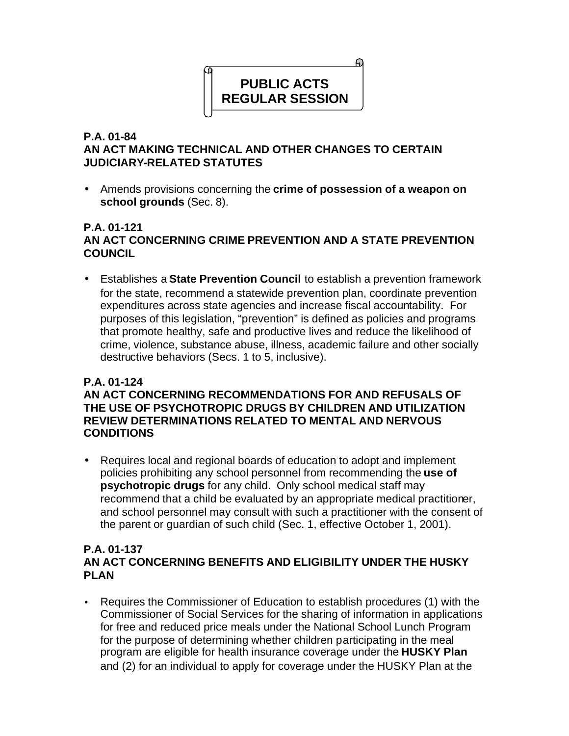# PUBLIC ACTS REGULAR SESSION

**P.A. 01-84**
**AN ACT MAKING TECHNICAL AND OTHER CHANGES TO CERTAIN JUDICIARY-RELATED STATUTES**

- Amends provisions concerning the **crime of possession of a weapon on school grounds** (Sec. 8).

**P.A. 01-121**
**AN ACT CONCERNING CRIME PREVENTION AND A STATE PREVENTION COUNCIL**

- Establishes a **State Prevention Council** to establish a prevention framework for the state, recommend a statewide prevention plan, coordinate prevention expenditures across state agencies and increase fiscal accountability. For purposes of this legislation, "prevention" is defined as policies and programs that promote healthy, safe and productive lives and reduce the likelihood of crime, violence, substance abuse, illness, academic failure and other socially destructive behaviors (Secs. 1 to 5, inclusive).

**P.A. 01-124**
**AN ACT CONCERNING RECOMMENDATIONS FOR AND REFUSALS OF THE USE OF PSYCHOTROPIC DRUGS BY CHILDREN AND UTILIZATION REVIEW DETERMINATIONS RELATED TO MENTAL AND NERVOUS CONDITIONS**

- Requires local and regional boards of education to adopt and implement policies prohibiting any school personnel from recommending the **use of psychotropic drugs** for any child. Only school medical staff may recommend that a child be evaluated by an appropriate medical practitioner, and school personnel may consult with such a practitioner with the consent of the parent or guardian of such child (Sec. 1, effective October 1, 2001).

**P.A. 01-137**
**AN ACT CONCERNING BENEFITS AND ELIGIBILITY UNDER THE HUSKY PLAN**

- Requires the Commissioner of Education to establish procedures (1) with the Commissioner of Social Services for the sharing of information in applications for free and reduced price meals under the National School Lunch Program for the purpose of determining whether children participating in the meal program are eligible for health insurance coverage under the **HUSKY Plan** and (2) for an individual to apply for coverage under the HUSKY Plan at the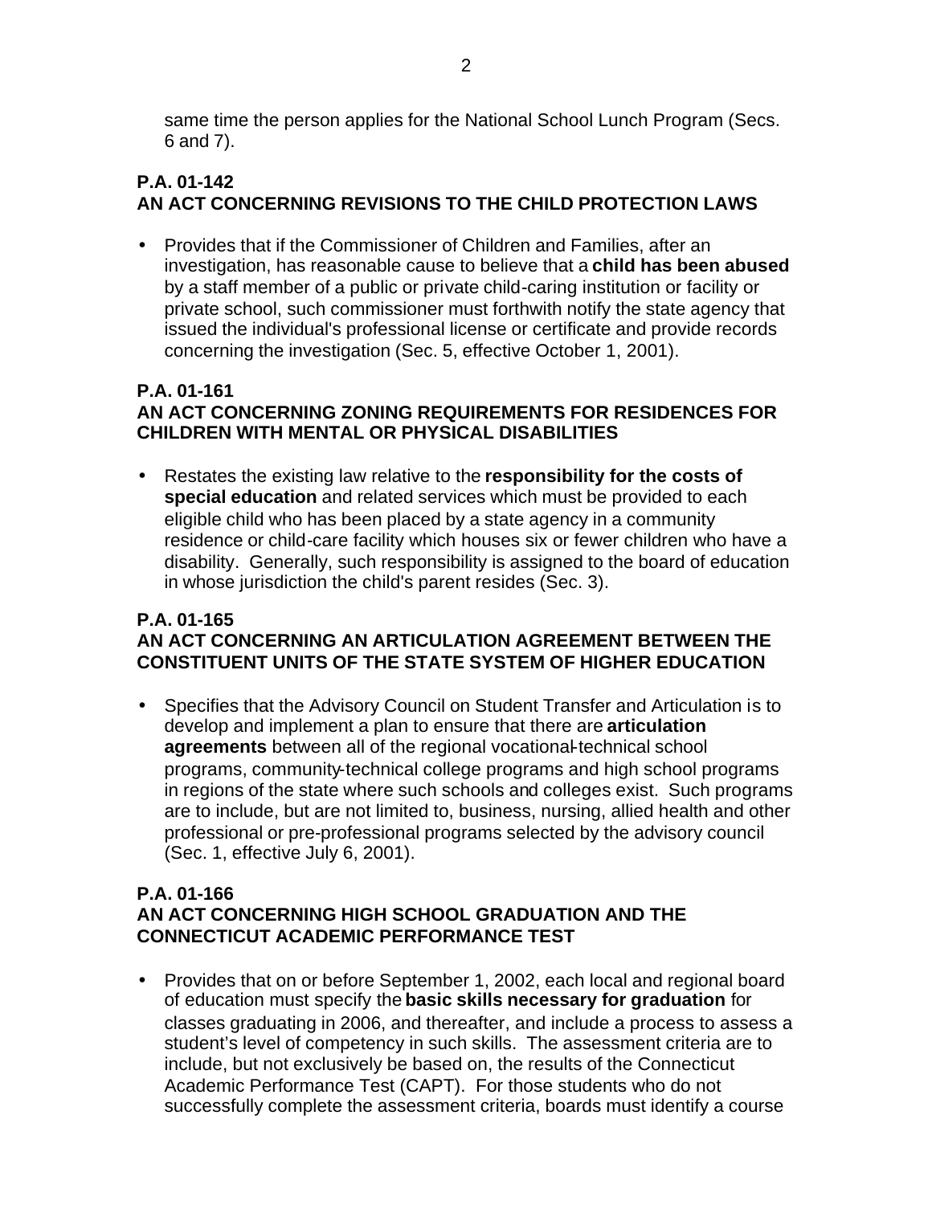same time the person applies for the National School Lunch Program (Secs. 6 and 7).

**P.A. 01-142**
**AN ACT CONCERNING REVISIONS TO THE CHILD PROTECTION LAWS**

- Provides that if the Commissioner of Children and Families, after an investigation, has reasonable cause to believe that a **child has been abused** by a staff member of a public or private child-caring institution or facility or private school, such commissioner must forthwith notify the state agency that issued the individual's professional license or certificate and provide records concerning the investigation (Sec. 5, effective October 1, 2001).

**P.A. 01-161**
**AN ACT CONCERNING ZONING REQUIREMENTS FOR RESIDENCES FOR CHILDREN WITH MENTAL OR PHYSICAL DISABILITIES**

- Restates the existing law relative to the **responsibility for the costs of special education** and related services which must be provided to each eligible child who has been placed by a state agency in a community residence or child-care facility which houses six or fewer children who have a disability. Generally, such responsibility is assigned to the board of education in whose jurisdiction the child's parent resides (Sec. 3).

**P.A. 01-165**
**AN ACT CONCERNING AN ARTICULATION AGREEMENT BETWEEN THE CONSTITUENT UNITS OF THE STATE SYSTEM OF HIGHER EDUCATION**

- Specifies that the Advisory Council on Student Transfer and Articulation is to develop and implement a plan to ensure that there are **articulation agreements** between all of the regional vocational-technical school programs, community-technical college programs and high school programs in regions of the state where such schools and colleges exist. Such programs are to include, but are not limited to, business, nursing, allied health and other professional or pre-professional programs selected by the advisory council (Sec. 1, effective July 6, 2001).

**P.A. 01-166**
**AN ACT CONCERNING HIGH SCHOOL GRADUATION AND THE CONNECTICUT ACADEMIC PERFORMANCE TEST**

- Provides that on or before September 1, 2002, each local and regional board of education must specify the **basic skills necessary for graduation** for classes graduating in 2006, and thereafter, and include a process to assess a student's level of competency in such skills. The assessment criteria are to include, but not exclusively be based on, the results of the Connecticut Academic Performance Test (CAPT). For those students who do not successfully complete the assessment criteria, boards must identify a course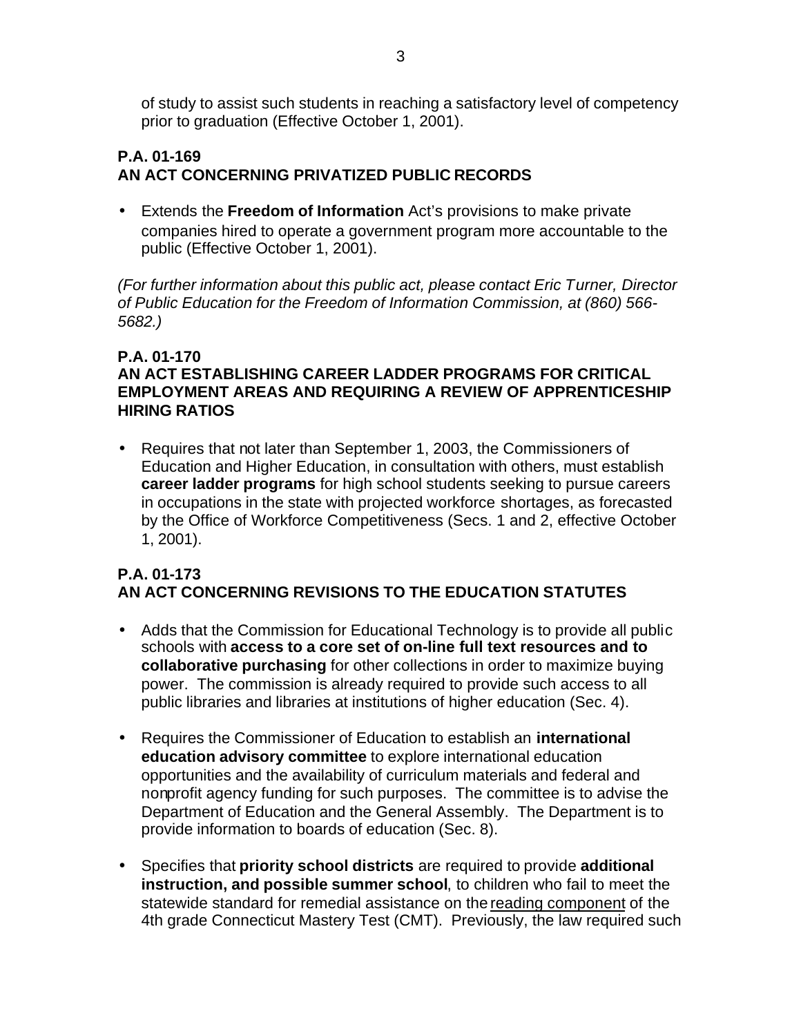of study to assist such students in reaching a satisfactory level of competency prior to graduation (Effective October 1, 2001).

### P.A. 01-169
### AN ACT CONCERNING PRIVATIZED PUBLIC RECORDS

- Extends the **Freedom of Information** Act's provisions to make private companies hired to operate a government program more accountable to the public (Effective October 1, 2001).

*(For further information about this public act, please contact Eric Turner, Director of Public Education for the Freedom of Information Commission, at (860) 566-5682.)*

### P.A. 01-170
### AN ACT ESTABLISHING CAREER LADDER PROGRAMS FOR CRITICAL EMPLOYMENT AREAS AND REQUIRING A REVIEW OF APPRENTICESHIP HIRING RATIOS

- Requires that not later than September 1, 2003, the Commissioners of Education and Higher Education, in consultation with others, must establish **career ladder programs** for high school students seeking to pursue careers in occupations in the state with projected workforce shortages, as forecasted by the Office of Workforce Competitiveness (Secs. 1 and 2, effective October 1, 2001).

### P.A. 01-173
### AN ACT CONCERNING REVISIONS TO THE EDUCATION STATUTES

- Adds that the Commission for Educational Technology is to provide all public schools with **access to a core set of on-line full text resources and to collaborative purchasing** for other collections in order to maximize buying power. The commission is already required to provide such access to all public libraries and libraries at institutions of higher education (Sec. 4).

- Requires the Commissioner of Education to establish an **international education advisory committee** to explore international education opportunities and the availability of curriculum materials and federal and nonprofit agency funding for such purposes. The committee is to advise the Department of Education and the General Assembly. The Department is to provide information to boards of education (Sec. 8).

- Specifies that **priority school districts** are required to provide **additional instruction, and possible summer school**, to children who fail to meet the statewide standard for remedial assistance on the reading component of the 4th grade Connecticut Mastery Test (CMT). Previously, the law required such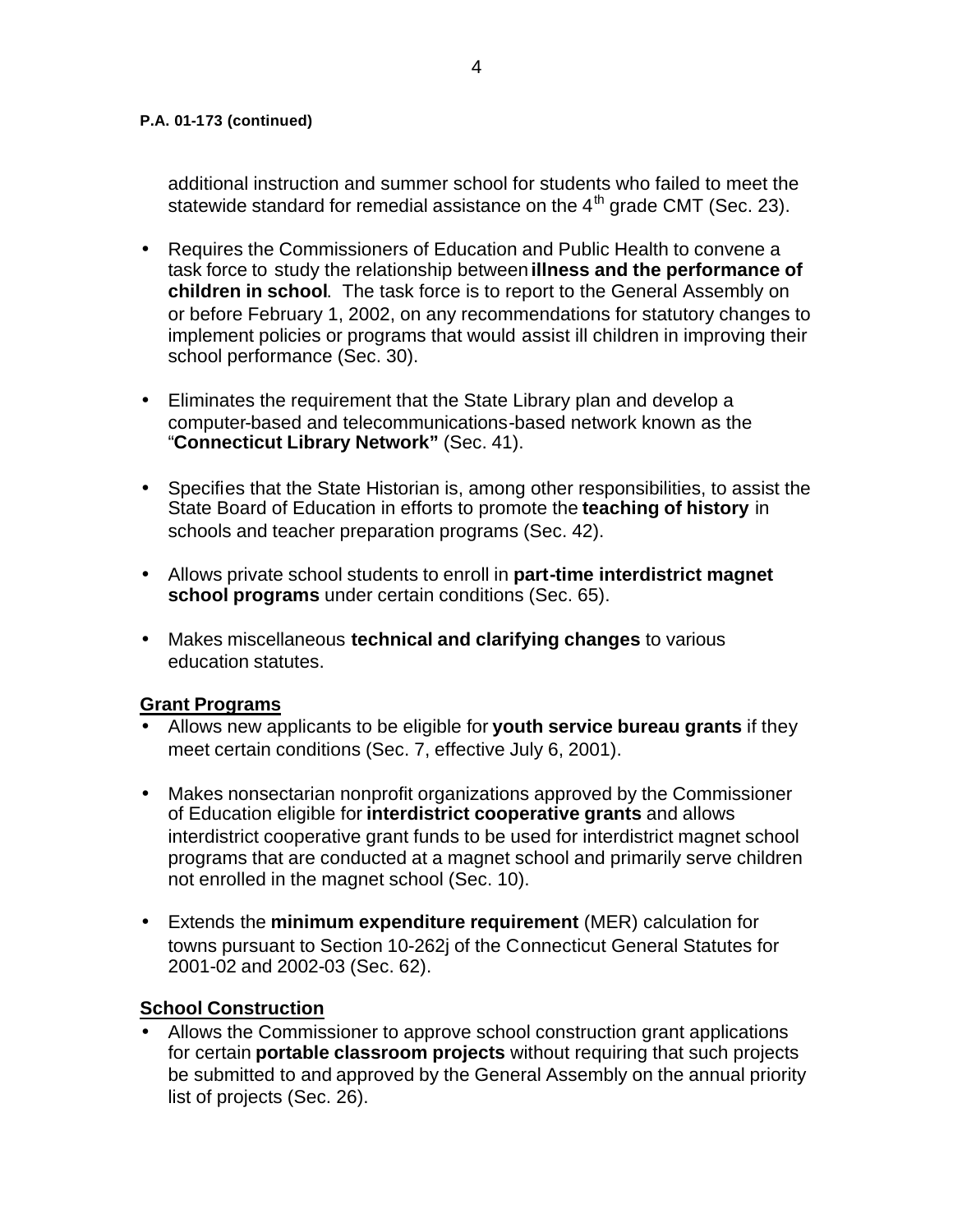**P.A. 01-173 (continued)**

additional instruction and summer school for students who failed to meet the statewide standard for remedial assistance on the $4^{th}$ grade CMT (Sec. 23).

- Requires the Commissioners of Education and Public Health to convene a task force to study the relationship between **illness and the performance of children in school**. The task force is to report to the General Assembly on or before February 1, 2002, on any recommendations for statutory changes to implement policies or programs that would assist ill children in improving their school performance (Sec. 30).

- Eliminates the requirement that the State Library plan and develop a computer-based and telecommunications-based network known as the "**Connecticut Library Network"** (Sec. 41).

- Specifies that the State Historian is, among other responsibilities, to assist the State Board of Education in efforts to promote the **teaching of history** in schools and teacher preparation programs (Sec. 42).

- Allows private school students to enroll in **part-time interdistrict magnet school programs** under certain conditions (Sec. 65).

- Makes miscellaneous **technical and clarifying changes** to various education statutes.

## Grant Programs

- Allows new applicants to be eligible for **youth service bureau grants** if they meet certain conditions (Sec. 7, effective July 6, 2001).

- Makes nonsectarian nonprofit organizations approved by the Commissioner of Education eligible for **interdistrict cooperative grants** and allows interdistrict cooperative grant funds to be used for interdistrict magnet school programs that are conducted at a magnet school and primarily serve children not enrolled in the magnet school (Sec. 10).

- Extends the **minimum expenditure requirement** (MER) calculation for towns pursuant to Section 10-262j of the Connecticut General Statutes for 2001-02 and 2002-03 (Sec. 62).

## School Construction

- Allows the Commissioner to approve school construction grant applications for certain **portable classroom projects** without requiring that such projects be submitted to and approved by the General Assembly on the annual priority list of projects (Sec. 26).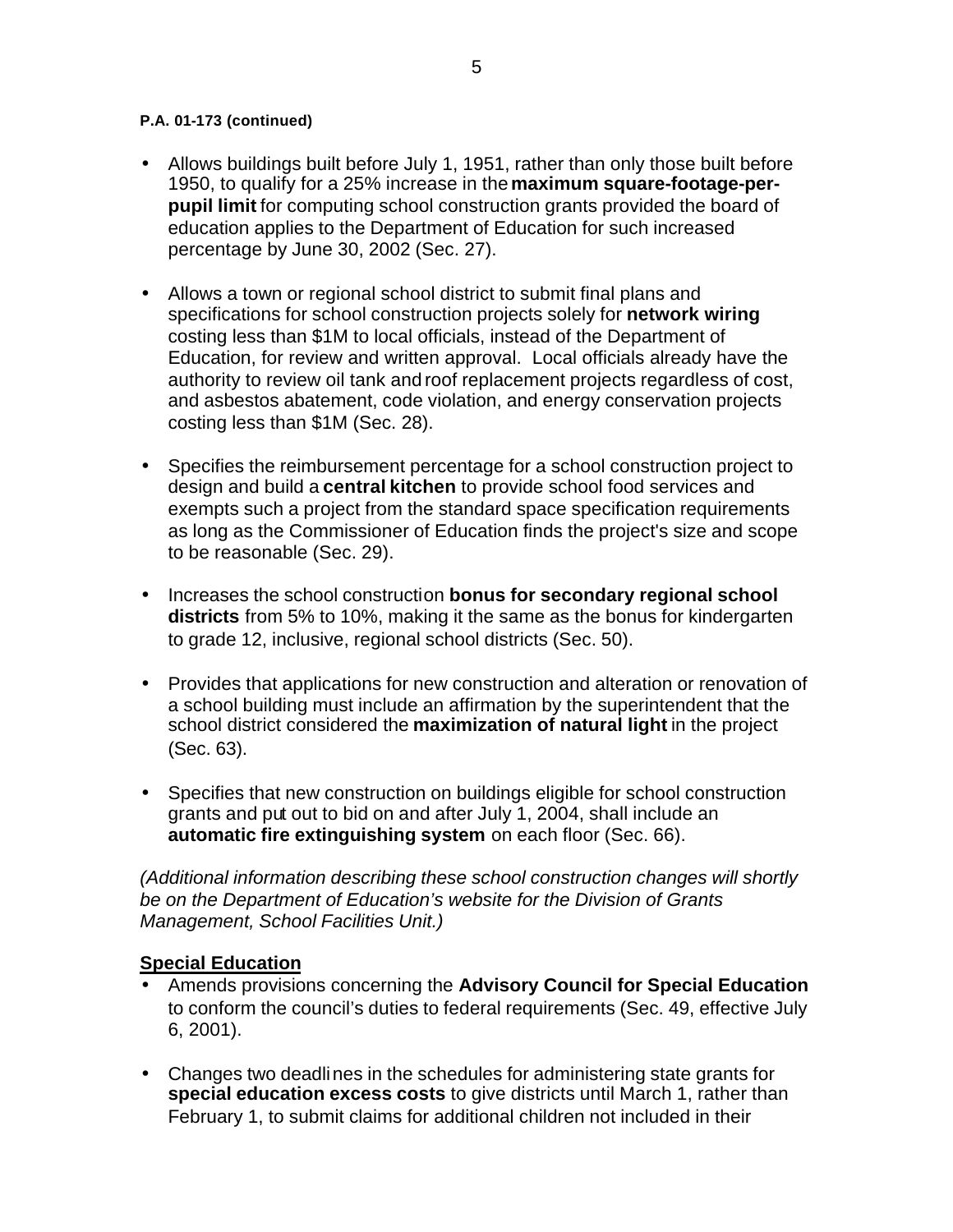**P.A. 01-173 (continued)**

- Allows buildings built before July 1, 1951, rather than only those built before 1950, to qualify for a 25% increase in the **maximum square-footage-per-pupil limit** for computing school construction grants provided the board of education applies to the Department of Education for such increased percentage by June 30, 2002 (Sec. 27).

- Allows a town or regional school district to submit final plans and specifications for school construction projects solely for **network wiring** costing less than $1M to local officials, instead of the Department of Education, for review and written approval. Local officials already have the authority to review oil tank and roof replacement projects regardless of cost, and asbestos abatement, code violation, and energy conservation projects costing less than $1M (Sec. 28).

- Specifies the reimbursement percentage for a school construction project to design and build a **central kitchen** to provide school food services and exempts such a project from the standard space specification requirements as long as the Commissioner of Education finds the project's size and scope to be reasonable (Sec. 29).

- Increases the school construction **bonus for secondary regional school districts** from 5% to 10%, making it the same as the bonus for kindergarten to grade 12, inclusive, regional school districts (Sec. 50).

- Provides that applications for new construction and alteration or renovation of a school building must include an affirmation by the superintendent that the school district considered the **maximization of natural light** in the project (Sec. 63).

- Specifies that new construction on buildings eligible for school construction grants and put out to bid on and after July 1, 2004, shall include an **automatic fire extinguishing system** on each floor (Sec. 66).

*(Additional information describing these school construction changes will shortly be on the Department of Education's website for the Division of Grants Management, School Facilities Unit.)*

**Special Education**

- Amends provisions concerning the **Advisory Council for Special Education** to conform the council's duties to federal requirements (Sec. 49, effective July 6, 2001).

- Changes two deadlines in the schedules for administering state grants for **special education excess costs** to give districts until March 1, rather than February 1, to submit claims for additional children not included in their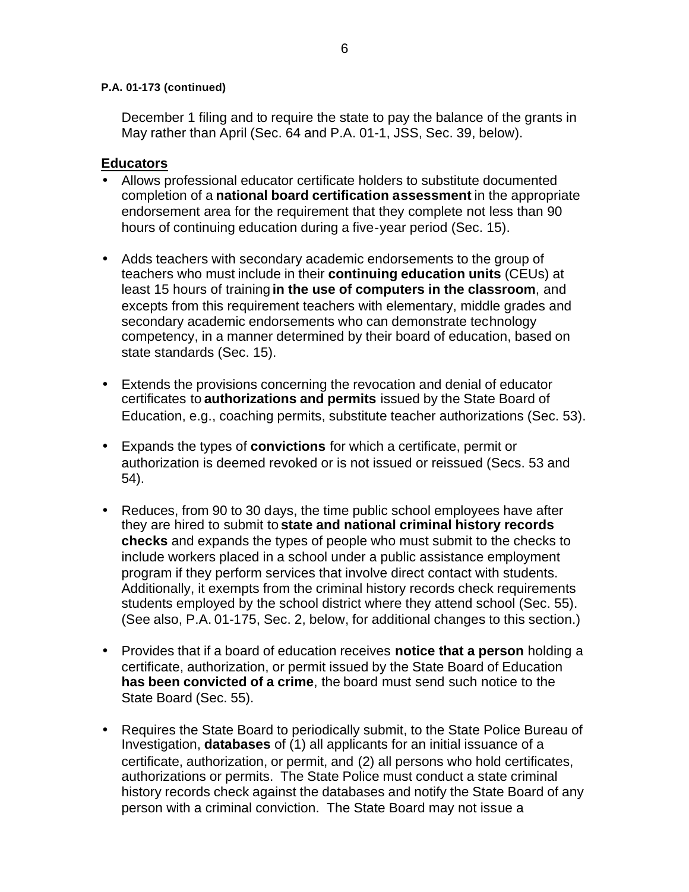**P.A. 01-173 (continued)**

December 1 filing and to require the state to pay the balance of the grants in May rather than April (Sec. 64 and P.A. 01-1, JSS, Sec. 39, below).

## Educators

- Allows professional educator certificate holders to substitute documented completion of a **national board certification assessment** in the appropriate endorsement area for the requirement that they complete not less than 90 hours of continuing education during a five-year period (Sec. 15).

- Adds teachers with secondary academic endorsements to the group of teachers who must include in their **continuing education units** (CEUs) at least 15 hours of training **in the use of computers in the classroom**, and excepts from this requirement teachers with elementary, middle grades and secondary academic endorsements who can demonstrate technology competency, in a manner determined by their board of education, based on state standards (Sec. 15).

- Extends the provisions concerning the revocation and denial of educator certificates to **authorizations and permits** issued by the State Board of Education, e.g., coaching permits, substitute teacher authorizations (Sec. 53).

- Expands the types of **convictions** for which a certificate, permit or authorization is deemed revoked or is not issued or reissued (Secs. 53 and 54).

- Reduces, from 90 to 30 days, the time public school employees have after they are hired to submit to **state and national criminal history records checks** and expands the types of people who must submit to the checks to include workers placed in a school under a public assistance employment program if they perform services that involve direct contact with students. Additionally, it exempts from the criminal history records check requirements students employed by the school district where they attend school (Sec. 55). (See also, P.A. 01-175, Sec. 2, below, for additional changes to this section.)

- Provides that if a board of education receives **notice that a person** holding a certificate, authorization, or permit issued by the State Board of Education **has been convicted of a crime**, the board must send such notice to the State Board (Sec. 55).

- Requires the State Board to periodically submit, to the State Police Bureau of Investigation, **databases** of (1) all applicants for an initial issuance of a certificate, authorization, or permit, and (2) all persons who hold certificates, authorizations or permits. The State Police must conduct a state criminal history records check against the databases and notify the State Board of any person with a criminal conviction. The State Board may not issue a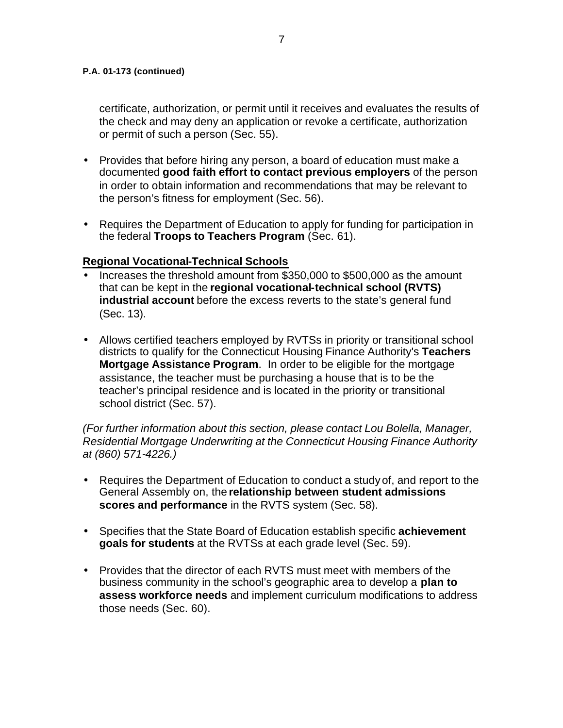**P.A. 01-173 (continued)**

certificate, authorization, or permit until it receives and evaluates the results of the check and may deny an application or revoke a certificate, authorization or permit of such a person (Sec. 55).

- Provides that before hiring any person, a board of education must make a documented **good faith effort to contact previous employers** of the person in order to obtain information and recommendations that may be relevant to the person's fitness for employment (Sec. 56).

- Requires the Department of Education to apply for funding for participation in the federal **Troops to Teachers Program** (Sec. 61).

**Regional Vocational-Technical Schools**

- Increases the threshold amount from $350,000 to $500,000 as the amount that can be kept in the **regional vocational-technical school (RVTS) industrial account** before the excess reverts to the state's general fund (Sec. 13).

- Allows certified teachers employed by RVTSs in priority or transitional school districts to qualify for the Connecticut Housing Finance Authority's **Teachers Mortgage Assistance Program**. In order to be eligible for the mortgage assistance, the teacher must be purchasing a house that is to be the teacher's principal residence and is located in the priority or transitional school district (Sec. 57).

*(For further information about this section, please contact Lou Bolella, Manager, Residential Mortgage Underwriting at the Connecticut Housing Finance Authority at (860) 571-4226.)*

- Requires the Department of Education to conduct a study of, and report to the General Assembly on, the **relationship between student admissions scores and performance** in the RVTS system (Sec. 58).

- Specifies that the State Board of Education establish specific **achievement goals for students** at the RVTSs at each grade level (Sec. 59).

- Provides that the director of each RVTS must meet with members of the business community in the school's geographic area to develop a **plan to assess workforce needs** and implement curriculum modifications to address those needs (Sec. 60).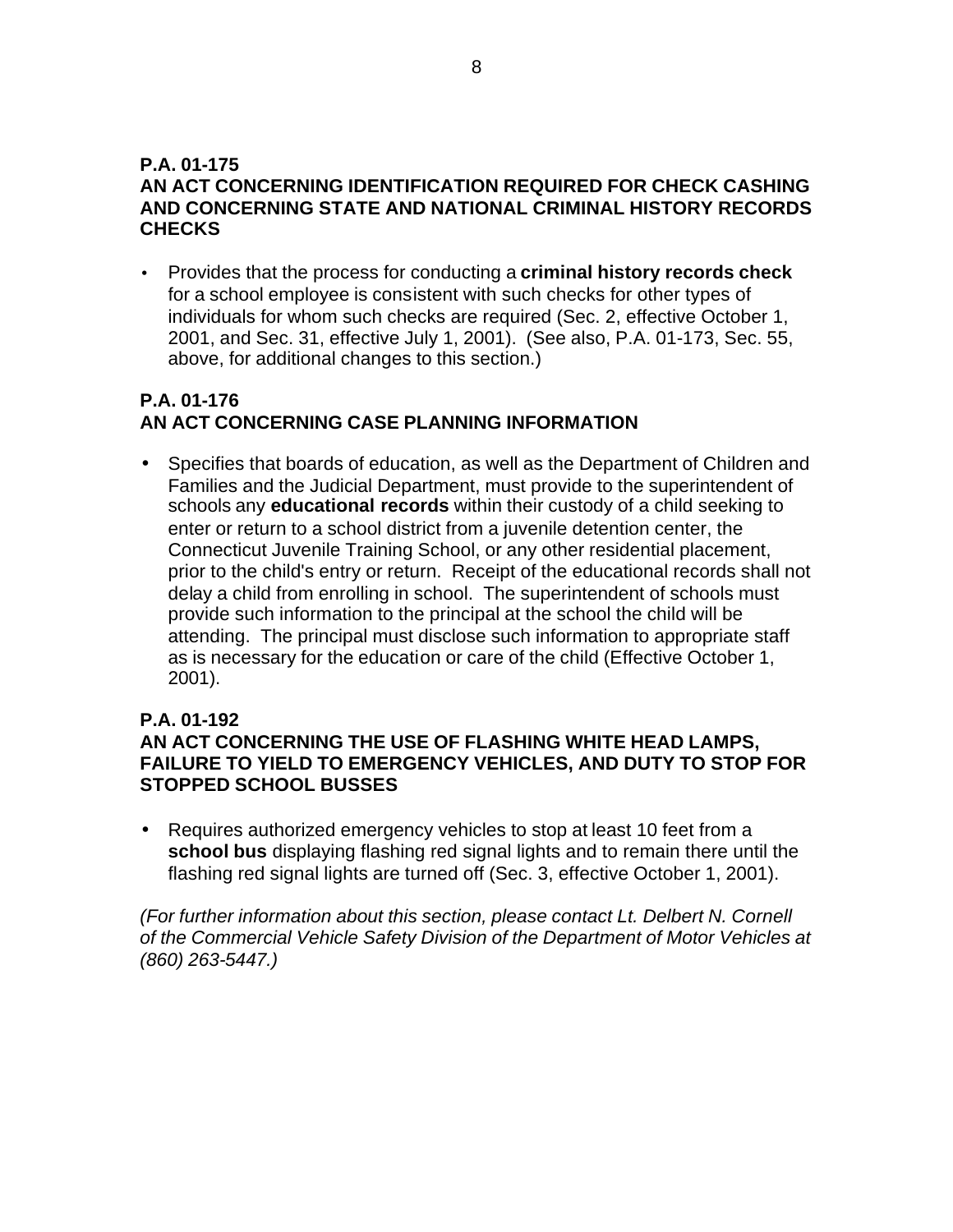**P.A. 01-175**
**AN ACT CONCERNING IDENTIFICATION REQUIRED FOR CHECK CASHING AND CONCERNING STATE AND NATIONAL CRIMINAL HISTORY RECORDS CHECKS**

- Provides that the process for conducting a **criminal history records check** for a school employee is consistent with such checks for other types of individuals for whom such checks are required (Sec. 2, effective October 1, 2001, and Sec. 31, effective July 1, 2001). (See also, P.A. 01-173, Sec. 55, above, for additional changes to this section.)

**P.A. 01-176**
**AN ACT CONCERNING CASE PLANNING INFORMATION**

- Specifies that boards of education, as well as the Department of Children and Families and the Judicial Department, must provide to the superintendent of schools any **educational records** within their custody of a child seeking to enter or return to a school district from a juvenile detention center, the Connecticut Juvenile Training School, or any other residential placement, prior to the child's entry or return. Receipt of the educational records shall not delay a child from enrolling in school. The superintendent of schools must provide such information to the principal at the school the child will be attending. The principal must disclose such information to appropriate staff as is necessary for the education or care of the child (Effective October 1, 2001).

**P.A. 01-192**
**AN ACT CONCERNING THE USE OF FLASHING WHITE HEAD LAMPS, FAILURE TO YIELD TO EMERGENCY VEHICLES, AND DUTY TO STOP FOR STOPPED SCHOOL BUSSES**

- Requires authorized emergency vehicles to stop at least 10 feet from a **school bus** displaying flashing red signal lights and to remain there until the flashing red signal lights are turned off (Sec. 3, effective October 1, 2001).

*(For further information about this section, please contact Lt. Delbert N. Cornell of the Commercial Vehicle Safety Division of the Department of Motor Vehicles at (860) 263-5447.)*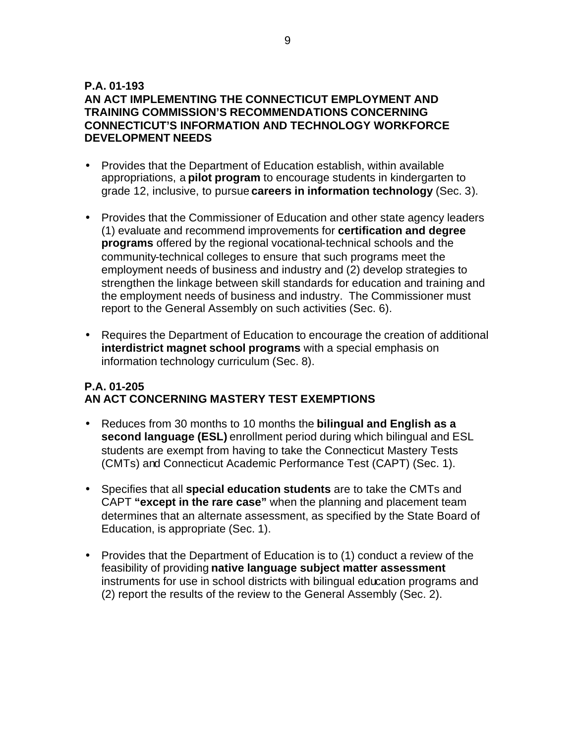### P.A. 01-193
### AN ACT IMPLEMENTING THE CONNECTICUT EMPLOYMENT AND TRAINING COMMISSION'S RECOMMENDATIONS CONCERNING CONNECTICUT'S INFORMATION AND TECHNOLOGY WORKFORCE DEVELOPMENT NEEDS

- Provides that the Department of Education establish, within available appropriations, a **pilot program** to encourage students in kindergarten to grade 12, inclusive, to pursue **careers in information technology** (Sec. 3).

- Provides that the Commissioner of Education and other state agency leaders (1) evaluate and recommend improvements for **certification and degree programs** offered by the regional vocational-technical schools and the community-technical colleges to ensure that such programs meet the employment needs of business and industry and (2) develop strategies to strengthen the linkage between skill standards for education and training and the employment needs of business and industry. The Commissioner must report to the General Assembly on such activities (Sec. 6).

- Requires the Department of Education to encourage the creation of additional **interdistrict magnet school programs** with a special emphasis on information technology curriculum (Sec. 8).

### P.A. 01-205
### AN ACT CONCERNING MASTERY TEST EXEMPTIONS

- Reduces from 30 months to 10 months the **bilingual and English as a second language (ESL)** enrollment period during which bilingual and ESL students are exempt from having to take the Connecticut Mastery Tests (CMTs) and Connecticut Academic Performance Test (CAPT) (Sec. 1).

- Specifies that all **special education students** are to take the CMTs and CAPT **"except in the rare case"** when the planning and placement team determines that an alternate assessment, as specified by the State Board of Education, is appropriate (Sec. 1).

- Provides that the Department of Education is to (1) conduct a review of the feasibility of providing **native language subject matter assessment** instruments for use in school districts with bilingual education programs and (2) report the results of the review to the General Assembly (Sec. 2).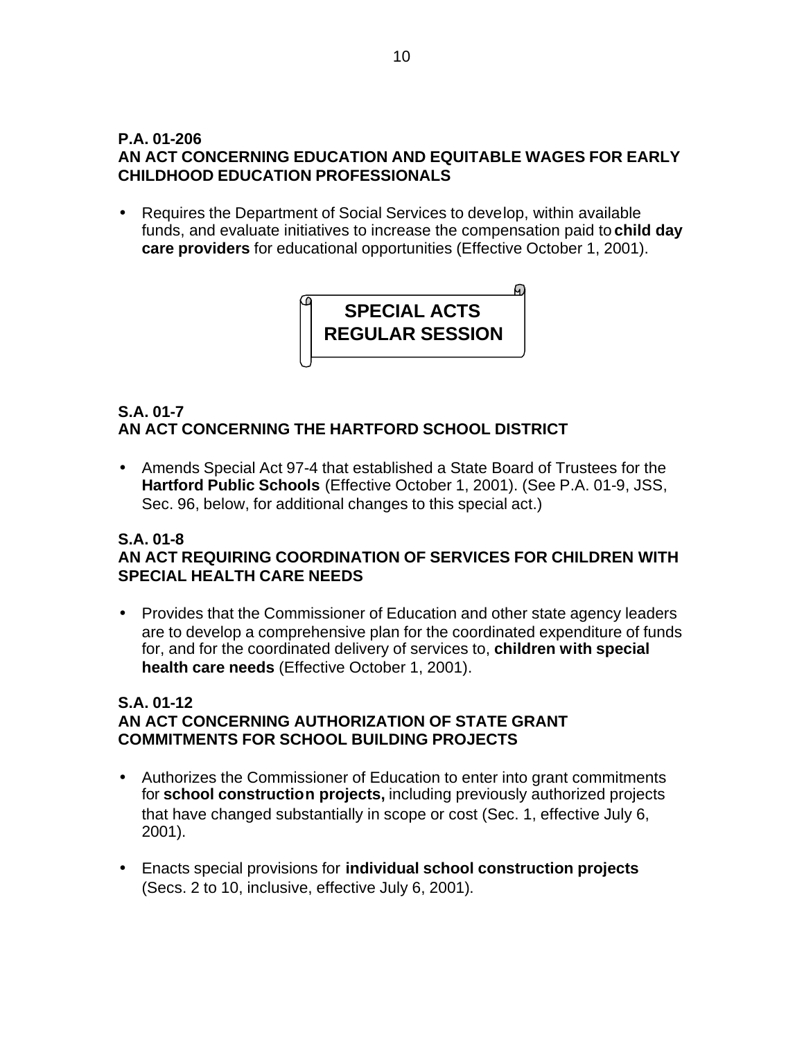**P.A. 01-206**
**AN ACT CONCERNING EDUCATION AND EQUITABLE WAGES FOR EARLY CHILDHOOD EDUCATION PROFESSIONALS**

- Requires the Department of Social Services to develop, within available funds, and evaluate initiatives to increase the compensation paid to **child day care providers** for educational opportunities (Effective October 1, 2001).

## SPECIAL ACTS REGULAR SESSION

**S.A. 01-7**
**AN ACT CONCERNING THE HARTFORD SCHOOL DISTRICT**

- Amends Special Act 97-4 that established a State Board of Trustees for the **Hartford Public Schools** (Effective October 1, 2001). (See P.A. 01-9, JSS, Sec. 96, below, for additional changes to this special act.)

**S.A. 01-8**
**AN ACT REQUIRING COORDINATION OF SERVICES FOR CHILDREN WITH SPECIAL HEALTH CARE NEEDS**

- Provides that the Commissioner of Education and other state agency leaders are to develop a comprehensive plan for the coordinated expenditure of funds for, and for the coordinated delivery of services to, **children with special health care needs** (Effective October 1, 2001).

**S.A. 01-12**
**AN ACT CONCERNING AUTHORIZATION OF STATE GRANT COMMITMENTS FOR SCHOOL BUILDING PROJECTS**

- Authorizes the Commissioner of Education to enter into grant commitments for **school construction projects,** including previously authorized projects that have changed substantially in scope or cost (Sec. 1, effective July 6, 2001).

- Enacts special provisions for **individual school construction projects** (Secs. 2 to 10, inclusive, effective July 6, 2001).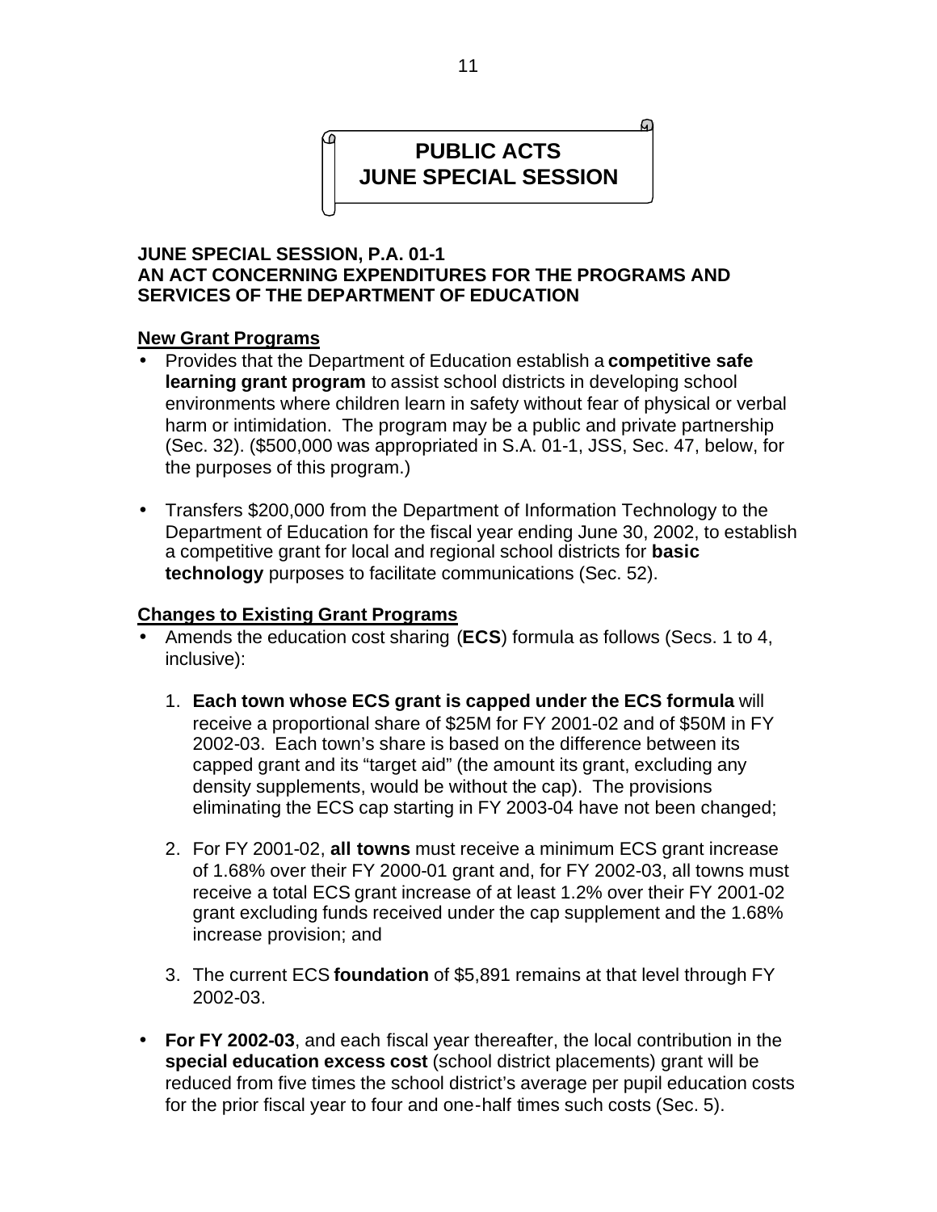# PUBLIC ACTS
# JUNE SPECIAL SESSION

**JUNE SPECIAL SESSION, P.A. 01-1**
**AN ACT CONCERNING EXPENDITURES FOR THE PROGRAMS AND SERVICES OF THE DEPARTMENT OF EDUCATION**

**New Grant Programs**

- Provides that the Department of Education establish a **competitive safe learning grant program** to assist school districts in developing school environments where children learn in safety without fear of physical or verbal harm or intimidation. The program may be a public and private partnership (Sec. 32). ($500,000 was appropriated in S.A. 01-1, JSS, Sec. 47, below, for the purposes of this program.)

- Transfers $200,000 from the Department of Information Technology to the Department of Education for the fiscal year ending June 30, 2002, to establish a competitive grant for local and regional school districts for **basic technology** purposes to facilitate communications (Sec. 52).

**Changes to Existing Grant Programs**

- Amends the education cost sharing (**ECS**) formula as follows (Secs. 1 to 4, inclusive):

  1. **Each town whose ECS grant is capped under the ECS formula** will receive a proportional share of $25M for FY 2001-02 and of $50M in FY 2002-03. Each town's share is based on the difference between its capped grant and its "target aid" (the amount its grant, excluding any density supplements, would be without the cap). The provisions eliminating the ECS cap starting in FY 2003-04 have not been changed;

  2. For FY 2001-02, **all towns** must receive a minimum ECS grant increase of 1.68% over their FY 2000-01 grant and, for FY 2002-03, all towns must receive a total ECS grant increase of at least 1.2% over their FY 2001-02 grant excluding funds received under the cap supplement and the 1.68% increase provision; and

  3. The current ECS **foundation** of $5,891 remains at that level through FY 2002-03.

- **For FY 2002-03**, and each fiscal year thereafter, the local contribution in the **special education excess cost** (school district placements) grant will be reduced from five times the school district's average per pupil education costs for the prior fiscal year to four and one-half times such costs (Sec. 5).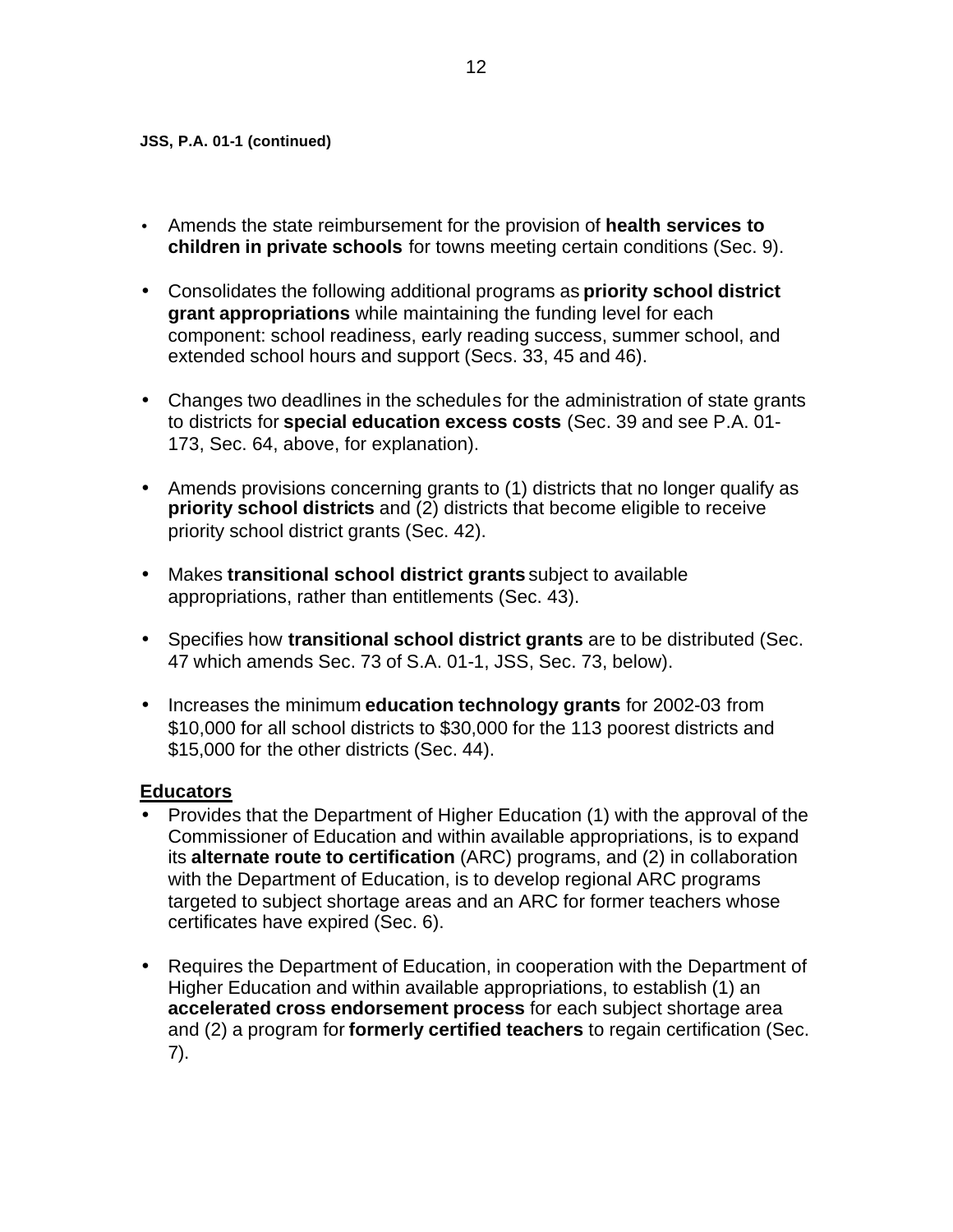**JSS, P.A. 01-1 (continued)**

- Amends the state reimbursement for the provision of **health services to children in private schools** for towns meeting certain conditions (Sec. 9).

- Consolidates the following additional programs as **priority school district grant appropriations** while maintaining the funding level for each component: school readiness, early reading success, summer school, and extended school hours and support (Secs. 33, 45 and 46).

- Changes two deadlines in the schedules for the administration of state grants to districts for **special education excess costs** (Sec. 39 and see P.A. 01-173, Sec. 64, above, for explanation).

- Amends provisions concerning grants to (1) districts that no longer qualify as **priority school districts** and (2) districts that become eligible to receive priority school district grants (Sec. 42).

- Makes **transitional school district grants** subject to available appropriations, rather than entitlements (Sec. 43).

- Specifies how **transitional school district grants** are to be distributed (Sec. 47 which amends Sec. 73 of S.A. 01-1, JSS, Sec. 73, below).

- Increases the minimum **education technology grants** for 2002-03 from $10,000 for all school districts to $30,000 for the 113 poorest districts and $15,000 for the other districts (Sec. 44).

## Educators

- Provides that the Department of Higher Education (1) with the approval of the Commissioner of Education and within available appropriations, is to expand its **alternate route to certification** (ARC) programs, and (2) in collaboration with the Department of Education, is to develop regional ARC programs targeted to subject shortage areas and an ARC for former teachers whose certificates have expired (Sec. 6).

- Requires the Department of Education, in cooperation with the Department of Higher Education and within available appropriations, to establish (1) an **accelerated cross endorsement process** for each subject shortage area and (2) a program for **formerly certified teachers** to regain certification (Sec. 7).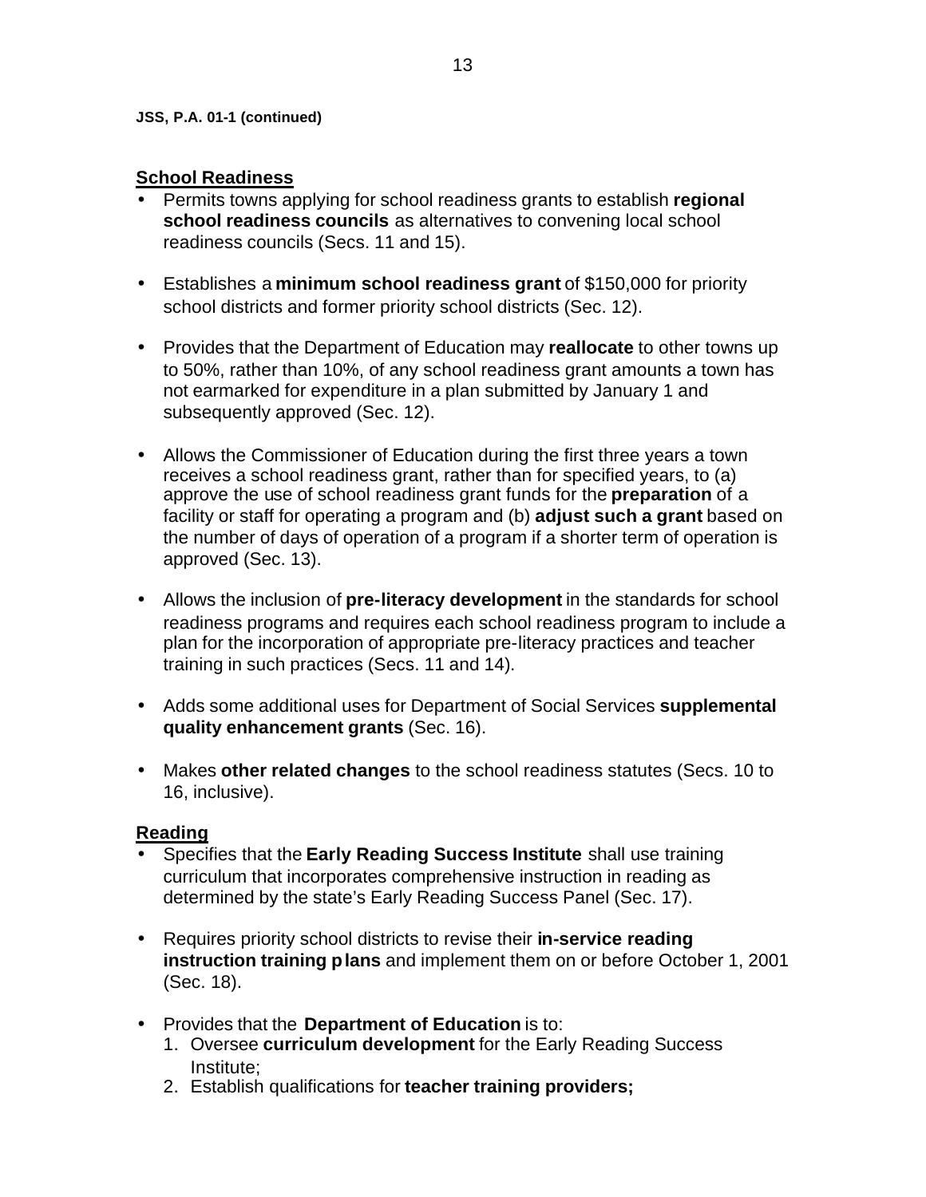**JSS, P.A. 01-1 (continued)**

**School Readiness**

- Permits towns applying for school readiness grants to establish **regional school readiness councils** as alternatives to convening local school readiness councils (Secs. 11 and 15).

- Establishes a **minimum school readiness grant** of $150,000 for priority school districts and former priority school districts (Sec. 12).

- Provides that the Department of Education may **reallocate** to other towns up to 50%, rather than 10%, of any school readiness grant amounts a town has not earmarked for expenditure in a plan submitted by January 1 and subsequently approved (Sec. 12).

- Allows the Commissioner of Education during the first three years a town receives a school readiness grant, rather than for specified years, to (a) approve the use of school readiness grant funds for the **preparation** of a facility or staff for operating a program and (b) **adjust such a grant** based on the number of days of operation of a program if a shorter term of operation is approved (Sec. 13).

- Allows the inclusion of **pre-literacy development** in the standards for school readiness programs and requires each school readiness program to include a plan for the incorporation of appropriate pre-literacy practices and teacher training in such practices (Secs. 11 and 14).

- Adds some additional uses for Department of Social Services **supplemental quality enhancement grants** (Sec. 16).

- Makes **other related changes** to the school readiness statutes (Secs. 10 to 16, inclusive).

**Reading**

- Specifies that the **Early Reading Success Institute** shall use training curriculum that incorporates comprehensive instruction in reading as determined by the state's Early Reading Success Panel (Sec. 17).

- Requires priority school districts to revise their **in-service reading instruction training plans** and implement them on or before October 1, 2001 (Sec. 18).

- Provides that the **Department of Education** is to:
  1. Oversee **curriculum development** for the Early Reading Success Institute;
  2. Establish qualifications for **teacher training providers;**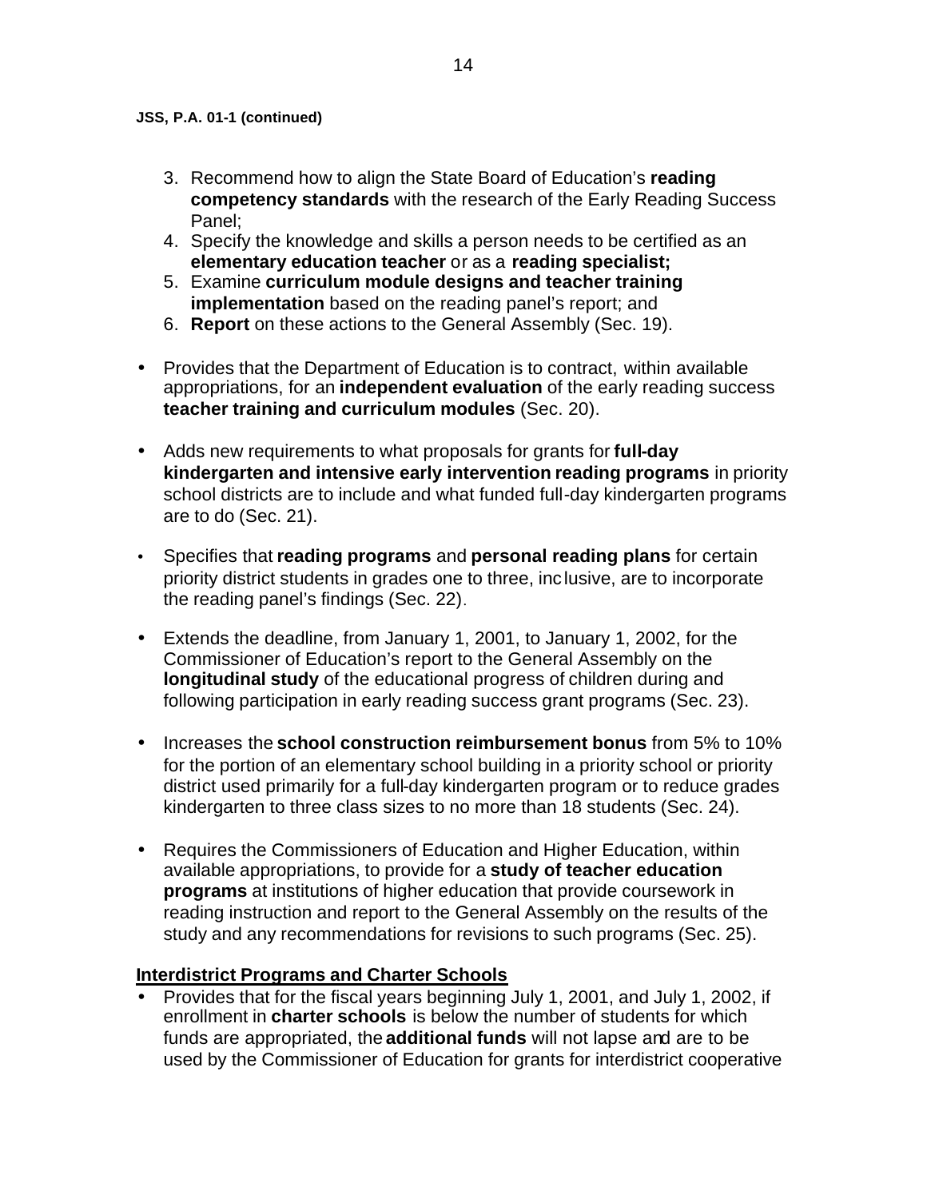**JSS, P.A. 01-1 (continued)**

3. Recommend how to align the State Board of Education's **reading competency standards** with the research of the Early Reading Success Panel;
4. Specify the knowledge and skills a person needs to be certified as an **elementary education teacher** or as a **reading specialist;**
5. Examine **curriculum module designs and teacher training implementation** based on the reading panel's report; and
6. **Report** on these actions to the General Assembly (Sec. 19).

- Provides that the Department of Education is to contract, within available appropriations, for an **independent evaluation** of the early reading success **teacher training and curriculum modules** (Sec. 20).
- Adds new requirements to what proposals for grants for **full-day kindergarten and intensive early intervention reading programs** in priority school districts are to include and what funded full-day kindergarten programs are to do (Sec. 21).
- Specifies that **reading programs** and **personal reading plans** for certain priority district students in grades one to three, inclusive, are to incorporate the reading panel's findings (Sec. 22).
- Extends the deadline, from January 1, 2001, to January 1, 2002, for the Commissioner of Education's report to the General Assembly on the **longitudinal study** of the educational progress of children during and following participation in early reading success grant programs (Sec. 23).
- Increases the **school construction reimbursement bonus** from 5% to 10% for the portion of an elementary school building in a priority school or priority district used primarily for a full-day kindergarten program or to reduce grades kindergarten to three class sizes to no more than 18 students (Sec. 24).
- Requires the Commissioners of Education and Higher Education, within available appropriations, to provide for a **study of teacher education programs** at institutions of higher education that provide coursework in reading instruction and report to the General Assembly on the results of the study and any recommendations for revisions to such programs (Sec. 25).

**Interdistrict Programs and Charter Schools**

- Provides that for the fiscal years beginning July 1, 2001, and July 1, 2002, if enrollment in **charter schools** is below the number of students for which funds are appropriated, the **additional funds** will not lapse and are to be used by the Commissioner of Education for grants for interdistrict cooperative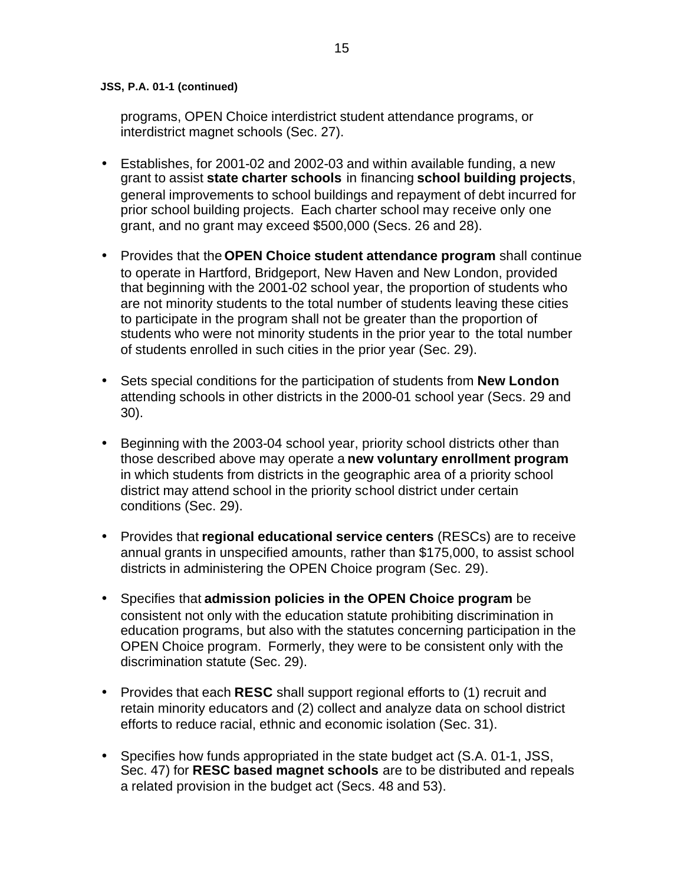**JSS, P.A. 01-1 (continued)**

programs, OPEN Choice interdistrict student attendance programs, or interdistrict magnet schools (Sec. 27).

- Establishes, for 2001-02 and 2002-03 and within available funding, a new grant to assist **state charter schools** in financing **school building projects**, general improvements to school buildings and repayment of debt incurred for prior school building projects. Each charter school may receive only one grant, and no grant may exceed $500,000 (Secs. 26 and 28).
- Provides that the **OPEN Choice student attendance program** shall continue to operate in Hartford, Bridgeport, New Haven and New London, provided that beginning with the 2001-02 school year, the proportion of students who are not minority students to the total number of students leaving these cities to participate in the program shall not be greater than the proportion of students who were not minority students in the prior year to the total number of students enrolled in such cities in the prior year (Sec. 29).
- Sets special conditions for the participation of students from **New London** attending schools in other districts in the 2000-01 school year (Secs. 29 and 30).
- Beginning with the 2003-04 school year, priority school districts other than those described above may operate a **new voluntary enrollment program** in which students from districts in the geographic area of a priority school district may attend school in the priority school district under certain conditions (Sec. 29).
- Provides that **regional educational service centers** (RESCs) are to receive annual grants in unspecified amounts, rather than $175,000, to assist school districts in administering the OPEN Choice program (Sec. 29).
- Specifies that **admission policies in the OPEN Choice program** be consistent not only with the education statute prohibiting discrimination in education programs, but also with the statutes concerning participation in the OPEN Choice program. Formerly, they were to be consistent only with the discrimination statute (Sec. 29).
- Provides that each **RESC** shall support regional efforts to (1) recruit and retain minority educators and (2) collect and analyze data on school district efforts to reduce racial, ethnic and economic isolation (Sec. 31).
- Specifies how funds appropriated in the state budget act (S.A. 01-1, JSS, Sec. 47) for **RESC based magnet schools** are to be distributed and repeals a related provision in the budget act (Secs. 48 and 53).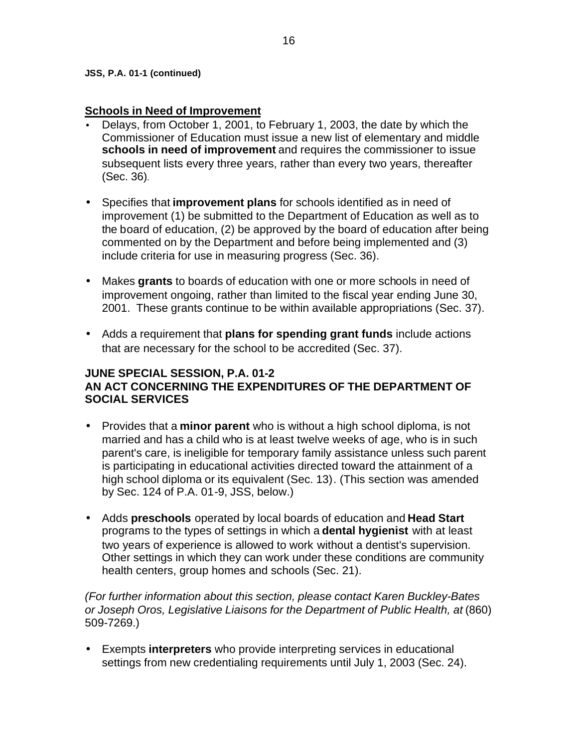**JSS, P.A. 01-1 (continued)**

**Schools in Need of Improvement**

- Delays, from October 1, 2001, to February 1, 2003, the date by which the Commissioner of Education must issue a new list of elementary and middle **schools in need of improvement** and requires the commissioner to issue subsequent lists every three years, rather than every two years, thereafter (Sec. 36).

- Specifies that **improvement plans** for schools identified as in need of improvement (1) be submitted to the Department of Education as well as to the board of education, (2) be approved by the board of education after being commented on by the Department and before being implemented and (3) include criteria for use in measuring progress (Sec. 36).

- Makes **grants** to boards of education with one or more schools in need of improvement ongoing, rather than limited to the fiscal year ending June 30, 2001. These grants continue to be within available appropriations (Sec. 37).

- Adds a requirement that **plans for spending grant funds** include actions that are necessary for the school to be accredited (Sec. 37).

**JUNE SPECIAL SESSION, P.A. 01-2**
**AN ACT CONCERNING THE EXPENDITURES OF THE DEPARTMENT OF SOCIAL SERVICES**

- Provides that a **minor parent** who is without a high school diploma, is not married and has a child who is at least twelve weeks of age, who is in such parent's care, is ineligible for temporary family assistance unless such parent is participating in educational activities directed toward the attainment of a high school diploma or its equivalent (Sec. 13). (This section was amended by Sec. 124 of P.A. 01-9, JSS, below.)

- Adds **preschools** operated by local boards of education and **Head Start** programs to the types of settings in which a **dental hygienist** with at least two years of experience is allowed to work without a dentist's supervision. Other settings in which they can work under these conditions are community health centers, group homes and schools (Sec. 21).

*(For further information about this section, please contact Karen Buckley-Bates or Joseph Oros, Legislative Liaisons for the Department of Public Health, at* (860) 509-7269.)

- Exempts **interpreters** who provide interpreting services in educational settings from new credentialing requirements until July 1, 2003 (Sec. 24).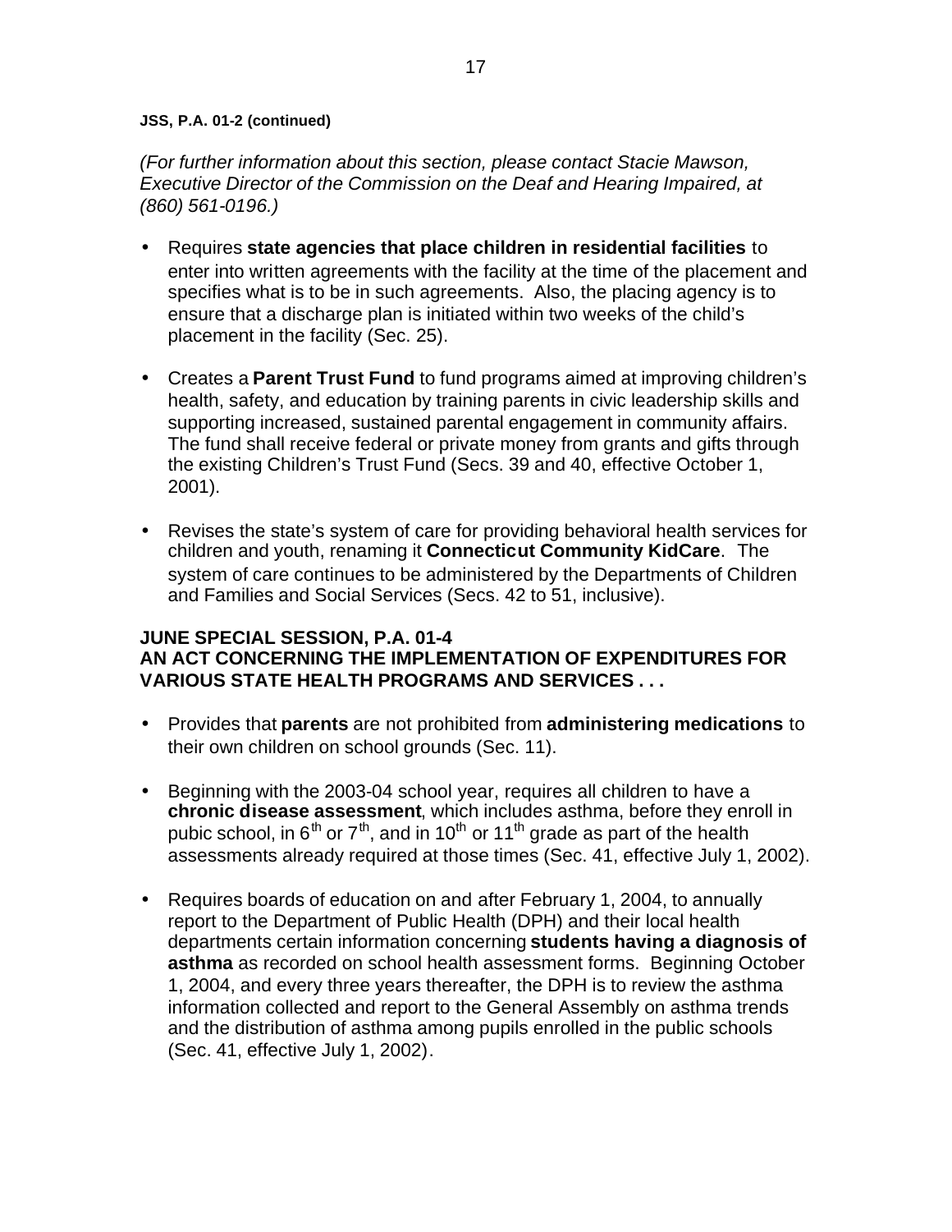**JSS, P.A. 01-2 (continued)**

*(For further information about this section, please contact Stacie Mawson, Executive Director of the Commission on the Deaf and Hearing Impaired, at (860) 561-0196.)*

- Requires **state agencies that place children in residential facilities** to enter into written agreements with the facility at the time of the placement and specifies what is to be in such agreements. Also, the placing agency is to ensure that a discharge plan is initiated within two weeks of the child's placement in the facility (Sec. 25).

- Creates a **Parent Trust Fund** to fund programs aimed at improving children's health, safety, and education by training parents in civic leadership skills and supporting increased, sustained parental engagement in community affairs. The fund shall receive federal or private money from grants and gifts through the existing Children's Trust Fund (Secs. 39 and 40, effective October 1, 2001).

- Revises the state's system of care for providing behavioral health services for children and youth, renaming it **Connecticut Community KidCare**. The system of care continues to be administered by the Departments of Children and Families and Social Services (Secs. 42 to 51, inclusive).

**JUNE SPECIAL SESSION, P.A. 01-4**
**AN ACT CONCERNING THE IMPLEMENTATION OF EXPENDITURES FOR VARIOUS STATE HEALTH PROGRAMS AND SERVICES . . .**

- Provides that **parents** are not prohibited from **administering medications** to their own children on school grounds (Sec. 11).

- Beginning with the 2003-04 school year, requires all children to have a **chronic disease assessment**, which includes asthma, before they enroll in pubic school, in 6th or 7th, and in 10th or 11th grade as part of the health assessments already required at those times (Sec. 41, effective July 1, 2002).

- Requires boards of education on and after February 1, 2004, to annually report to the Department of Public Health (DPH) and their local health departments certain information concerning **students having a diagnosis of asthma** as recorded on school health assessment forms. Beginning October 1, 2004, and every three years thereafter, the DPH is to review the asthma information collected and report to the General Assembly on asthma trends and the distribution of asthma among pupils enrolled in the public schools (Sec. 41, effective July 1, 2002).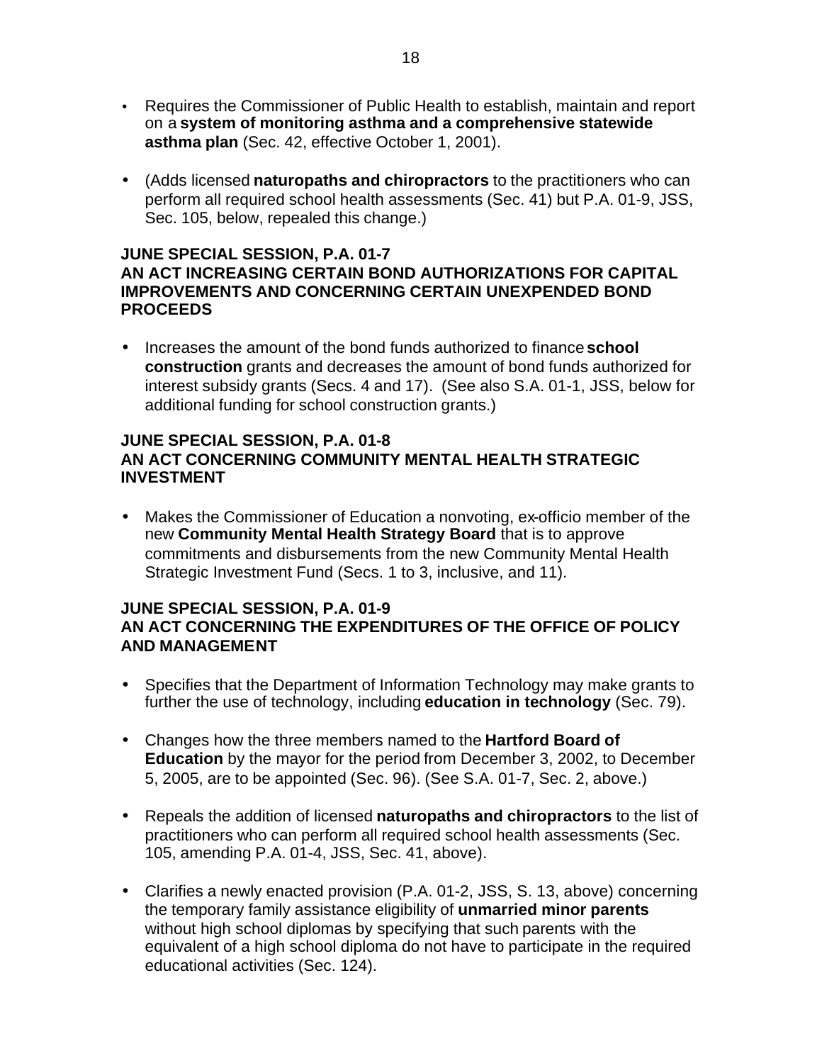- Requires the Commissioner of Public Health to establish, maintain and report on a **system of monitoring asthma and a comprehensive statewide asthma plan** (Sec. 42, effective October 1, 2001).

- (Adds licensed **naturopaths and chiropractors** to the practitioners who can perform all required school health assessments (Sec. 41) but P.A. 01-9, JSS, Sec. 105, below, repealed this change.)

**JUNE SPECIAL SESSION, P.A. 01-7**
**AN ACT INCREASING CERTAIN BOND AUTHORIZATIONS FOR CAPITAL IMPROVEMENTS AND CONCERNING CERTAIN UNEXPENDED BOND PROCEEDS**

- Increases the amount of the bond funds authorized to finance **school construction** grants and decreases the amount of bond funds authorized for interest subsidy grants (Secs. 4 and 17). (See also S.A. 01-1, JSS, below for additional funding for school construction grants.)

**JUNE SPECIAL SESSION, P.A. 01-8**
**AN ACT CONCERNING COMMUNITY MENTAL HEALTH STRATEGIC INVESTMENT**

- Makes the Commissioner of Education a nonvoting, ex-officio member of the new **Community Mental Health Strategy Board** that is to approve commitments and disbursements from the new Community Mental Health Strategic Investment Fund (Secs. 1 to 3, inclusive, and 11).

**JUNE SPECIAL SESSION, P.A. 01-9**
**AN ACT CONCERNING THE EXPENDITURES OF THE OFFICE OF POLICY AND MANAGEMENT**

- Specifies that the Department of Information Technology may make grants to further the use of technology, including **education in technology** (Sec. 79).

- Changes how the three members named to the **Hartford Board of Education** by the mayor for the period from December 3, 2002, to December 5, 2005, are to be appointed (Sec. 96). (See S.A. 01-7, Sec. 2, above.)

- Repeals the addition of licensed **naturopaths and chiropractors** to the list of practitioners who can perform all required school health assessments (Sec. 105, amending P.A. 01-4, JSS, Sec. 41, above).

- Clarifies a newly enacted provision (P.A. 01-2, JSS, S. 13, above) concerning the temporary family assistance eligibility of **unmarried minor parents** without high school diplomas by specifying that such parents with the equivalent of a high school diploma do not have to participate in the required educational activities (Sec. 124).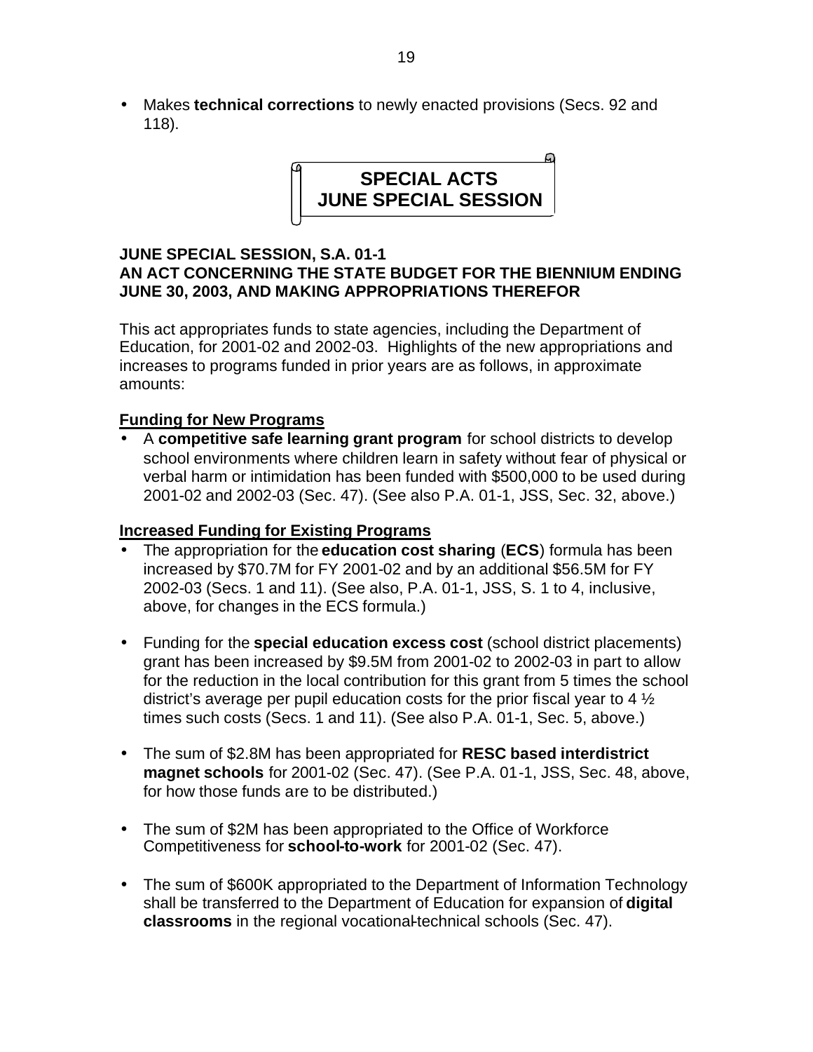- Makes **technical corrections** to newly enacted provisions (Secs. 92 and 118).

## SPECIAL ACTS JUNE SPECIAL SESSION

### JUNE SPECIAL SESSION, S.A. 01-1 AN ACT CONCERNING THE STATE BUDGET FOR THE BIENNIUM ENDING JUNE 30, 2003, AND MAKING APPROPRIATIONS THEREFOR

This act appropriates funds to state agencies, including the Department of Education, for 2001-02 and 2002-03. Highlights of the new appropriations and increases to programs funded in prior years are as follows, in approximate amounts:

**Funding for New Programs**

- A **competitive safe learning grant program** for school districts to develop school environments where children learn in safety without fear of physical or verbal harm or intimidation has been funded with $500,000 to be used during 2001-02 and 2002-03 (Sec. 47). (See also P.A. 01-1, JSS, Sec. 32, above.)

**Increased Funding for Existing Programs**

- The appropriation for the **education cost sharing** (**ECS**) formula has been increased by $70.7M for FY 2001-02 and by an additional $56.5M for FY 2002-03 (Secs. 1 and 11). (See also, P.A. 01-1, JSS, S. 1 to 4, inclusive, above, for changes in the ECS formula.)

- Funding for the **special education excess cost** (school district placements) grant has been increased by $9.5M from 2001-02 to 2002-03 in part to allow for the reduction in the local contribution for this grant from 5 times the school district's average per pupil education costs for the prior fiscal year to 4 ½ times such costs (Secs. 1 and 11). (See also P.A. 01-1, Sec. 5, above.)

- The sum of $2.8M has been appropriated for **RESC based interdistrict magnet schools** for 2001-02 (Sec. 47). (See P.A. 01-1, JSS, Sec. 48, above, for how those funds are to be distributed.)

- The sum of $2M has been appropriated to the Office of Workforce Competitiveness for **school-to-work** for 2001-02 (Sec. 47).

- The sum of $600K appropriated to the Department of Information Technology shall be transferred to the Department of Education for expansion of **digital classrooms** in the regional vocational-technical schools (Sec. 47).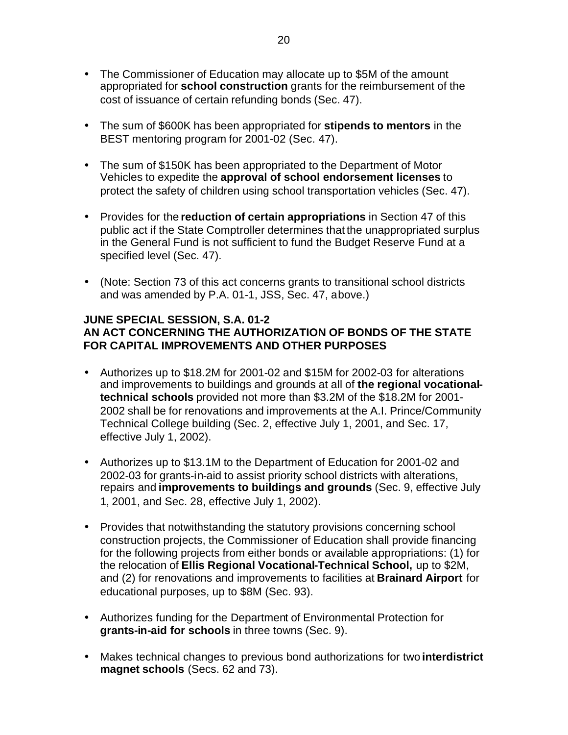- The Commissioner of Education may allocate up to $5M of the amount appropriated for **school construction** grants for the reimbursement of the cost of issuance of certain refunding bonds (Sec. 47).

- The sum of $600K has been appropriated for **stipends to mentors** in the BEST mentoring program for 2001-02 (Sec. 47).

- The sum of $150K has been appropriated to the Department of Motor Vehicles to expedite the **approval of school endorsement licenses** to protect the safety of children using school transportation vehicles (Sec. 47).

- Provides for the **reduction of certain appropriations** in Section 47 of this public act if the State Comptroller determines that the unappropriated surplus in the General Fund is not sufficient to fund the Budget Reserve Fund at a specified level (Sec. 47).

- (Note: Section 73 of this act concerns grants to transitional school districts and was amended by P.A. 01-1, JSS, Sec. 47, above.)

**JUNE SPECIAL SESSION, S.A. 01-2**
**AN ACT CONCERNING THE AUTHORIZATION OF BONDS OF THE STATE FOR CAPITAL IMPROVEMENTS AND OTHER PURPOSES**

- Authorizes up to $18.2M for 2001-02 and $15M for 2002-03 for alterations and improvements to buildings and grounds at all of **the regional vocational-technical schools** provided not more than $3.2M of the $18.2M for 2001-2002 shall be for renovations and improvements at the A.I. Prince/Community Technical College building (Sec. 2, effective July 1, 2001, and Sec. 17, effective July 1, 2002).

- Authorizes up to $13.1M to the Department of Education for 2001-02 and 2002-03 for grants-in-aid to assist priority school districts with alterations, repairs and **improvements to buildings and grounds** (Sec. 9, effective July 1, 2001, and Sec. 28, effective July 1, 2002).

- Provides that notwithstanding the statutory provisions concerning school construction projects, the Commissioner of Education shall provide financing for the following projects from either bonds or available appropriations: (1) for the relocation of **Ellis Regional Vocational-Technical School,** up to $2M, and (2) for renovations and improvements to facilities at **Brainard Airport** for educational purposes, up to $8M (Sec. 93).

- Authorizes funding for the Department of Environmental Protection for **grants-in-aid for schools** in three towns (Sec. 9).

- Makes technical changes to previous bond authorizations for two **interdistrict magnet schools** (Secs. 62 and 73).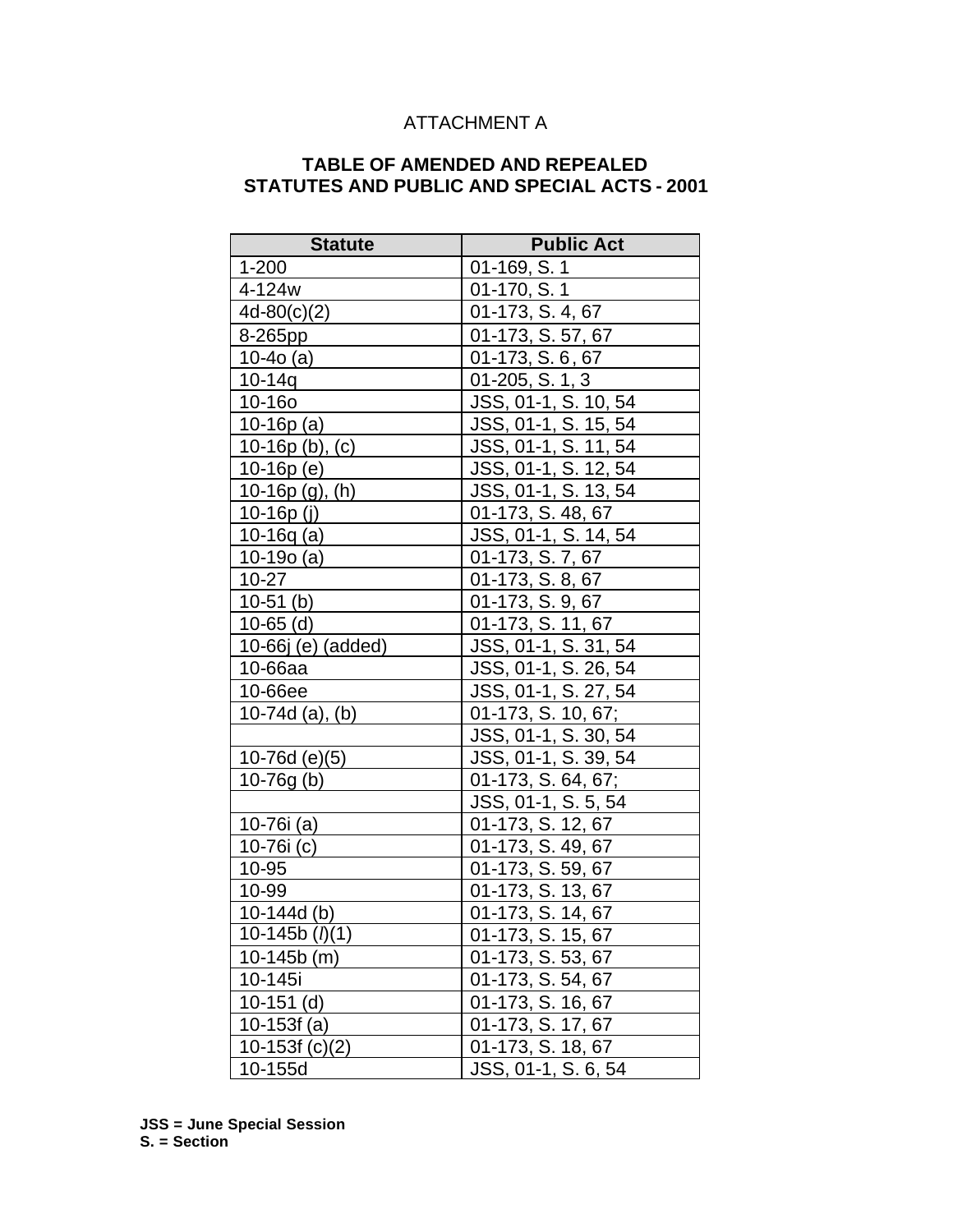ATTACHMENT A

**TABLE OF AMENDED AND REPEALED STATUTES AND PUBLIC AND SPECIAL ACTS - 2001**

| Statute | Public Act |
|---|---|
| 1-200 | 01-169, S. 1 |
| 4-124w | 01-170, S. 1 |
| 4d-80(c)(2) | 01-173, S. 4, 67 |
| 8-265pp | 01-173, S. 57, 67 |
| 10-4o (a) | 01-173, S. 6, 67 |
| 10-14q | 01-205, S. 1, 3 |
| 10-16o | JSS, 01-1, S. 10, 54 |
| 10-16p (a) | JSS, 01-1, S. 15, 54 |
| 10-16p (b), (c) | JSS, 01-1, S. 11, 54 |
| 10-16p (e) | JSS, 01-1, S. 12, 54 |
| 10-16p (g), (h) | JSS, 01-1, S. 13, 54 |
| 10-16p (j) | 01-173, S. 48, 67 |
| 10-16q (a) | JSS, 01-1, S. 14, 54 |
| 10-19o (a) | 01-173, S. 7, 67 |
| 10-27 | 01-173, S. 8, 67 |
| 10-51 (b) | 01-173, S. 9, 67 |
| 10-65 (d) | 01-173, S. 11, 67 |
| 10-66j (e) (added) | JSS, 01-1, S. 31, 54 |
| 10-66aa | JSS, 01-1, S. 26, 54 |
| 10-66ee | JSS, 01-1, S. 27, 54 |
| 10-74d (a), (b) | 01-173, S. 10, 67; |
| | JSS, 01-1, S. 30, 54 |
| 10-76d (e)(5) | JSS, 01-1, S. 39, 54 |
| 10-76g (b) | 01-173, S. 64, 67; |
| | JSS, 01-1, S. 5, 54 |
| 10-76i (a) | 01-173, S. 12, 67 |
| 10-76i (c) | 01-173, S. 49, 67 |
| 10-95 | 01-173, S. 59, 67 |
| 10-99 | 01-173, S. 13, 67 |
| 10-144d (b) | 01-173, S. 14, 67 |
| 10-145b (*l*)(1) | 01-173, S. 15, 67 |
| 10-145b (m) | 01-173, S. 53, 67 |
| 10-145i | 01-173, S. 54, 67 |
| 10-151 (d) | 01-173, S. 16, 67 |
| 10-153f (a) | 01-173, S. 17, 67 |
| 10-153f (c)(2) | 01-173, S. 18, 67 |
| 10-155d | JSS, 01-1, S. 6, 54 |

**JSS = June Special Session**
**S. = Section**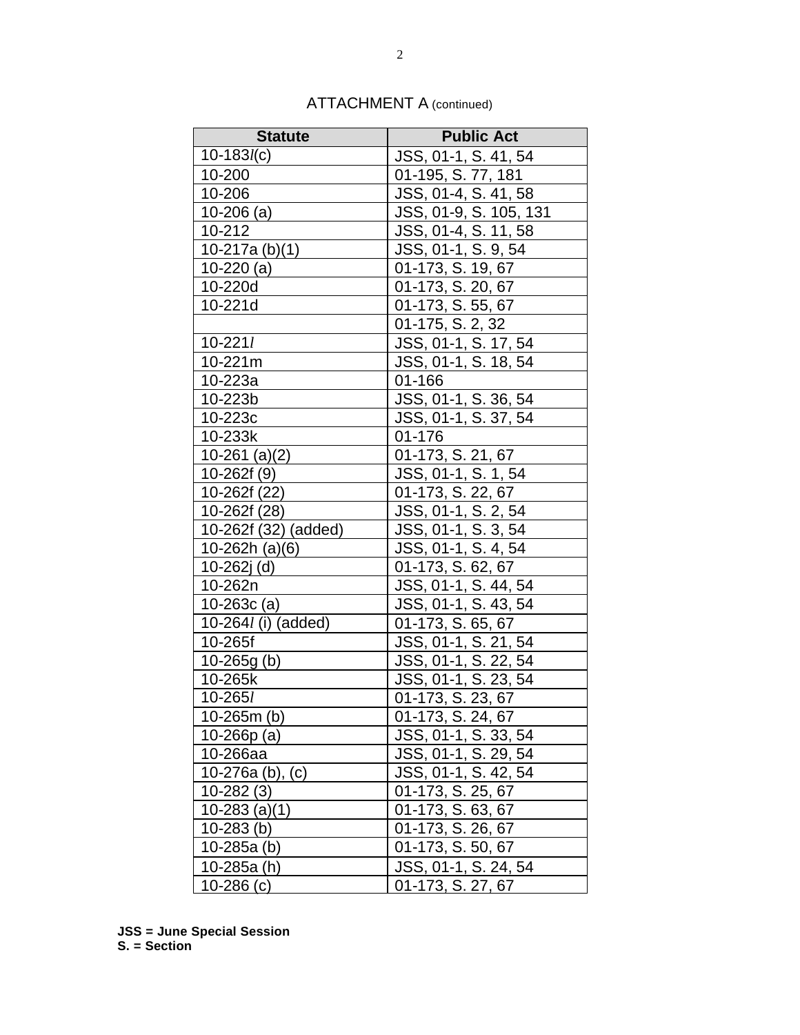ATTACHMENT A (continued)

| Statute | Public Act |
|---|---|
| 10-183*l*(c) | JSS, 01-1, S. 41, 54 |
| 10-200 | 01-195, S. 77, 181 |
| 10-206 | JSS, 01-4, S. 41, 58 |
| 10-206 (a) | JSS, 01-9, S. 105, 131 |
| 10-212 | JSS, 01-4, S. 11, 58 |
| 10-217a (b)(1) | JSS, 01-1, S. 9, 54 |
| 10-220 (a) | 01-173, S. 19, 67 |
| 10-220d | 01-173, S. 20, 67 |
| 10-221d | 01-173, S. 55, 67 |
| | 01-175, S. 2, 32 |
| 10-221*l* | JSS, 01-1, S. 17, 54 |
| 10-221m | JSS, 01-1, S. 18, 54 |
| 10-223a | 01-166 |
| 10-223b | JSS, 01-1, S. 36, 54 |
| 10-223c | JSS, 01-1, S. 37, 54 |
| 10-233k | 01-176 |
| 10-261 (a)(2) | 01-173, S. 21, 67 |
| 10-262f (9) | JSS, 01-1, S. 1, 54 |
| 10-262f (22) | 01-173, S. 22, 67 |
| 10-262f (28) | JSS, 01-1, S. 2, 54 |
| 10-262f (32) (added) | JSS, 01-1, S. 3, 54 |
| 10-262h (a)(6) | JSS, 01-1, S. 4, 54 |
| 10-262j (d) | 01-173, S. 62, 67 |
| 10-262n | JSS, 01-1, S. 44, 54 |
| 10-263c (a) | JSS, 01-1, S. 43, 54 |
| 10-264*l* (i) (added) | 01-173, S. 65, 67 |
| 10-265f | JSS, 01-1, S. 21, 54 |
| 10-265g (b) | JSS, 01-1, S. 22, 54 |
| 10-265k | JSS, 01-1, S. 23, 54 |
| 10-265*l* | 01-173, S. 23, 67 |
| 10-265m (b) | 01-173, S. 24, 67 |
| 10-266p (a) | JSS, 01-1, S. 33, 54 |
| 10-266aa | JSS, 01-1, S. 29, 54 |
| 10-276a (b), (c) | JSS, 01-1, S. 42, 54 |
| 10-282 (3) | 01-173, S. 25, 67 |
| 10-283 (a)(1) | 01-173, S. 63, 67 |
| 10-283 (b) | 01-173, S. 26, 67 |
| 10-285a (b) | 01-173, S. 50, 67 |
| 10-285a (h) | JSS, 01-1, S. 24, 54 |
| 10-286 (c) | 01-173, S. 27, 67 |

**JSS = June Special Session**
**S. = Section**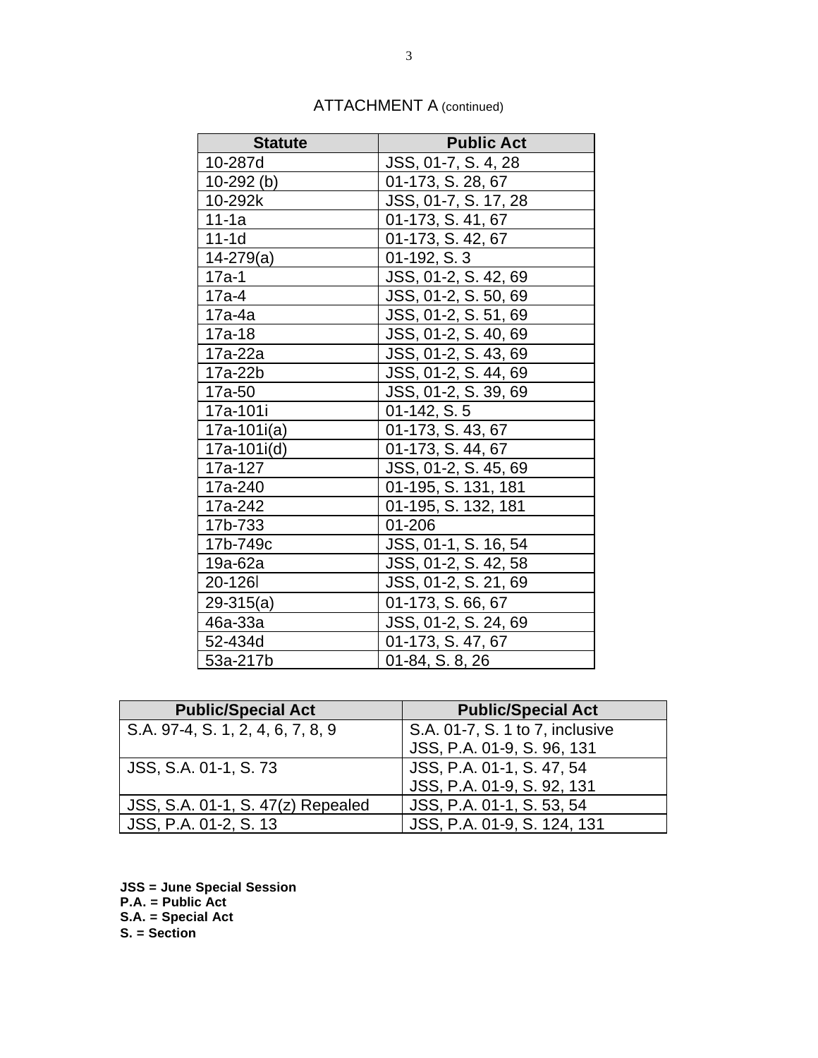ATTACHMENT A (continued)

| Statute | Public Act |
|---|---|
| 10-287d | JSS, 01-7, S. 4, 28 |
| 10-292 (b) | 01-173, S. 28, 67 |
| 10-292k | JSS, 01-7, S. 17, 28 |
| 11-1a | 01-173, S. 41, 67 |
| 11-1d | 01-173, S. 42, 67 |
| 14-279(a) | 01-192, S. 3 |
| 17a-1 | JSS, 01-2, S. 42, 69 |
| 17a-4 | JSS, 01-2, S. 50, 69 |
| 17a-4a | JSS, 01-2, S. 51, 69 |
| 17a-18 | JSS, 01-2, S. 40, 69 |
| 17a-22a | JSS, 01-2, S. 43, 69 |
| 17a-22b | JSS, 01-2, S. 44, 69 |
| 17a-50 | JSS, 01-2, S. 39, 69 |
| 17a-101i | 01-142, S. 5 |
| 17a-101i(a) | 01-173, S. 43, 67 |
| 17a-101i(d) | 01-173, S. 44, 67 |
| 17a-127 | JSS, 01-2, S. 45, 69 |
| 17a-240 | 01-195, S. 131, 181 |
| 17a-242 | 01-195, S. 132, 181 |
| 17b-733 | 01-206 |
| 17b-749c | JSS, 01-1, S. 16, 54 |
| 19a-62a | JSS, 01-2, S. 42, 58 |
| 20-126l | JSS, 01-2, S. 21, 69 |
| 29-315(a) | 01-173, S. 66, 67 |
| 46a-33a | JSS, 01-2, S. 24, 69 |
| 52-434d | 01-173, S. 47, 67 |
| 53a-217b | 01-84, S. 8, 26 |

| Public/Special Act | Public/Special Act |
|---|---|
| S.A. 97-4, S. 1, 2, 4, 6, 7, 8, 9 | S.A. 01-7, S. 1 to 7, inclusive<br>JSS, P.A. 01-9, S. 96, 131 |
| JSS, S.A. 01-1, S. 73 | JSS, P.A. 01-1, S. 47, 54<br>JSS, P.A. 01-9, S. 92, 131 |
| JSS, S.A. 01-1, S. 47(z) Repealed | JSS, P.A. 01-1, S. 53, 54 |
| JSS, P.A. 01-2, S. 13 | JSS, P.A. 01-9, S. 124, 131 |

**JSS = June Special Session**
**P.A. = Public Act**
**S.A. = Special Act**
**S. = Section**